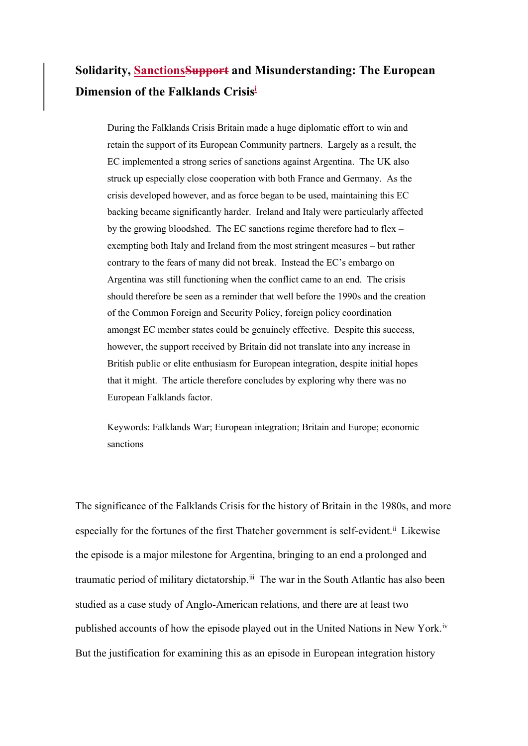# Solidarity, SanctionsSupport and Misunderstanding: The European Dimension of the Falklands Crisis[i]

> During the Falklands Crisis Britain made a huge diplomatic effort to win and retain the support of its European Community partners. Largely as a result, the EC implemented a strong series of sanctions against Argentina. The UK also struck up especially close cooperation with both France and Germany. As the crisis developed however, and as force began to be used, maintaining this EC backing became significantly harder. Ireland and Italy were particularly affected by the growing bloodshed. The EC sanctions regime therefore had to flex – exempting both Italy and Ireland from the most stringent measures – but rather contrary to the fears of many did not break. Instead the EC's embargo on Argentina was still functioning when the conflict came to an end. The crisis should therefore be seen as a reminder that well before the 1990s and the creation of the Common Foreign and Security Policy, foreign policy coordination amongst EC member states could be genuinely effective. Despite this success, however, the support received by Britain did not translate into any increase in British public or elite enthusiasm for European integration, despite initial hopes that it might. The article therefore concludes by exploring why there was no European Falklands factor.
>
> Keywords: Falklands War; European integration; Britain and Europe; economic sanctions

The significance of the Falklands Crisis for the history of Britain in the 1980s, and more especially for the fortunes of the first Thatcher government is self-evident.[ii] Likewise the episode is a major milestone for Argentina, bringing to an end a prolonged and traumatic period of military dictatorship.[iii] The war in the South Atlantic has also been studied as a case study of Anglo-American relations, and there are at least two published accounts of how the episode played out in the United Nations in New York.[iv] But the justification for examining this as an episode in European integration history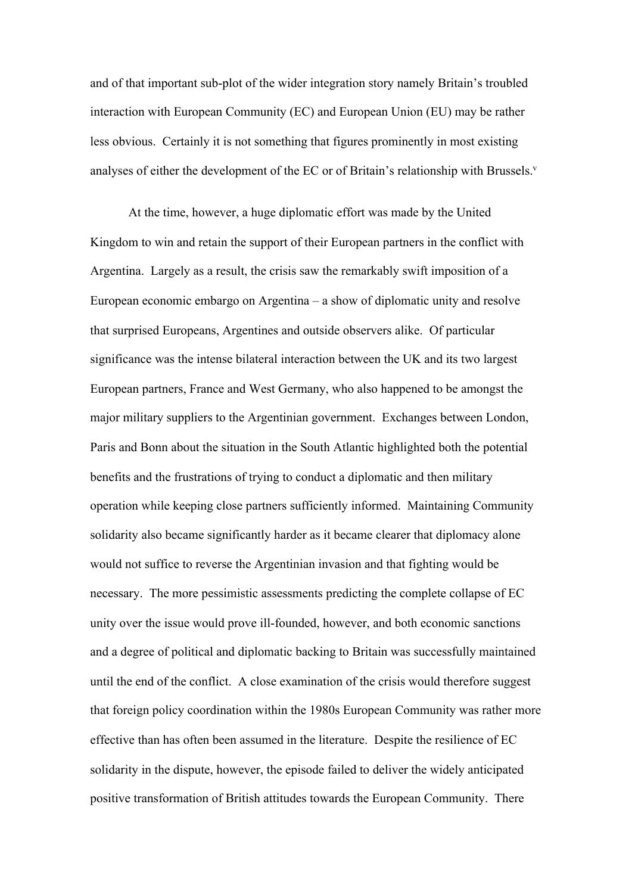and of that important sub-plot of the wider integration story namely Britain's troubled interaction with European Community (EC) and European Union (EU) may be rather less obvious. Certainly it is not something that figures prominently in most existing analyses of either the development of the EC or of Britain's relationship with Brussels.[v]

At the time, however, a huge diplomatic effort was made by the United Kingdom to win and retain the support of their European partners in the conflict with Argentina. Largely as a result, the crisis saw the remarkably swift imposition of a European economic embargo on Argentina – a show of diplomatic unity and resolve that surprised Europeans, Argentines and outside observers alike. Of particular significance was the intense bilateral interaction between the UK and its two largest European partners, France and West Germany, who also happened to be amongst the major military suppliers to the Argentinian government. Exchanges between London, Paris and Bonn about the situation in the South Atlantic highlighted both the potential benefits and the frustrations of trying to conduct a diplomatic and then military operation while keeping close partners sufficiently informed. Maintaining Community solidarity also became significantly harder as it became clearer that diplomacy alone would not suffice to reverse the Argentinian invasion and that fighting would be necessary. The more pessimistic assessments predicting the complete collapse of EC unity over the issue would prove ill-founded, however, and both economic sanctions and a degree of political and diplomatic backing to Britain was successfully maintained until the end of the conflict. A close examination of the crisis would therefore suggest that foreign policy coordination within the 1980s European Community was rather more effective than has often been assumed in the literature. Despite the resilience of EC solidarity in the dispute, however, the episode failed to deliver the widely anticipated positive transformation of British attitudes towards the European Community. There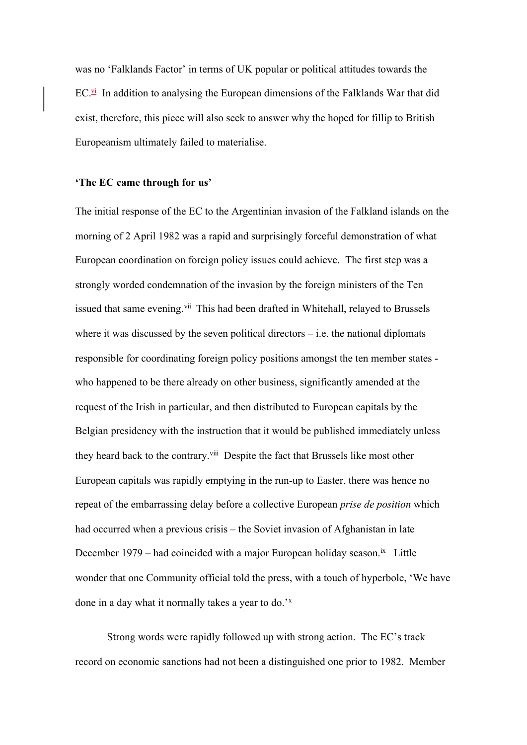was no 'Falklands Factor' in terms of UK popular or political attitudes towards the EC.[vi] In addition to analysing the European dimensions of the Falklands War that did exist, therefore, this piece will also seek to answer why the hoped for fillip to British Europeanism ultimately failed to materialise.

**'The EC came through for us'**

The initial response of the EC to the Argentinian invasion of the Falkland islands on the morning of 2 April 1982 was a rapid and surprisingly forceful demonstration of what European coordination on foreign policy issues could achieve. The first step was a strongly worded condemnation of the invasion by the foreign ministers of the Ten issued that same evening.[vii] This had been drafted in Whitehall, relayed to Brussels where it was discussed by the seven political directors – i.e. the national diplomats responsible for coordinating foreign policy positions amongst the ten member states - who happened to be there already on other business, significantly amended at the request of the Irish in particular, and then distributed to European capitals by the Belgian presidency with the instruction that it would be published immediately unless they heard back to the contrary.[viii] Despite the fact that Brussels like most other European capitals was rapidly emptying in the run-up to Easter, there was hence no repeat of the embarrassing delay before a collective European *prise de position* which had occurred when a previous crisis – the Soviet invasion of Afghanistan in late December 1979 – had coincided with a major European holiday season.[ix] Little wonder that one Community official told the press, with a touch of hyperbole, 'We have done in a day what it normally takes a year to do.'[x]

Strong words were rapidly followed up with strong action. The EC's track record on economic sanctions had not been a distinguished one prior to 1982. Member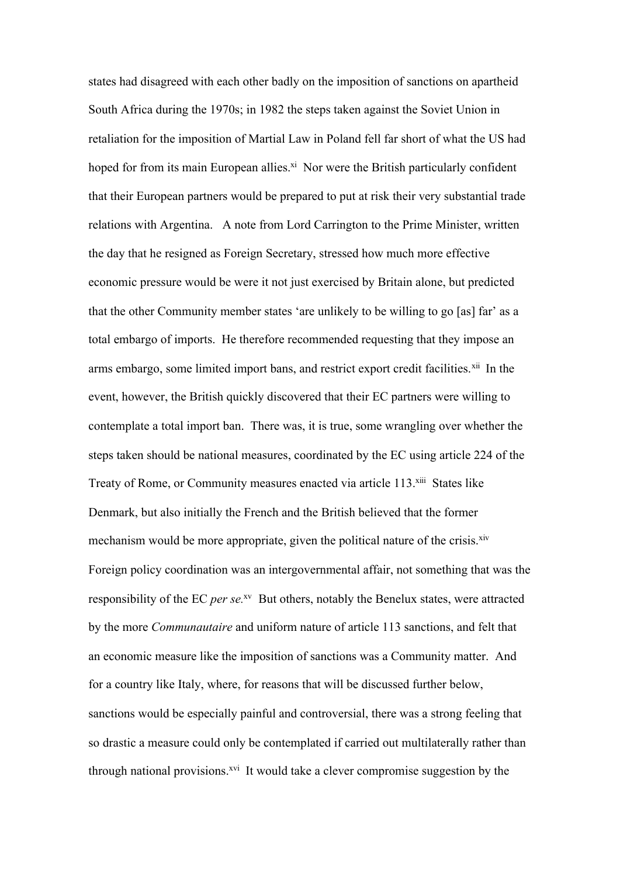states had disagreed with each other badly on the imposition of sanctions on apartheid South Africa during the 1970s; in 1982 the steps taken against the Soviet Union in retaliation for the imposition of Martial Law in Poland fell far short of what the US had hoped for from its main European allies.[xi] Nor were the British particularly confident that their European partners would be prepared to put at risk their very substantial trade relations with Argentina. A note from Lord Carrington to the Prime Minister, written the day that he resigned as Foreign Secretary, stressed how much more effective economic pressure would be were it not just exercised by Britain alone, but predicted that the other Community member states 'are unlikely to be willing to go [as] far' as a total embargo of imports. He therefore recommended requesting that they impose an arms embargo, some limited import bans, and restrict export credit facilities.[xii] In the event, however, the British quickly discovered that their EC partners were willing to contemplate a total import ban. There was, it is true, some wrangling over whether the steps taken should be national measures, coordinated by the EC using article 224 of the Treaty of Rome, or Community measures enacted via article 113.[xiii] States like Denmark, but also initially the French and the British believed that the former mechanism would be more appropriate, given the political nature of the crisis.[xiv] Foreign policy coordination was an intergovernmental affair, not something that was the responsibility of the EC *per se.*[xv] But others, notably the Benelux states, were attracted by the more *Communautaire* and uniform nature of article 113 sanctions, and felt that an economic measure like the imposition of sanctions was a Community matter. And for a country like Italy, where, for reasons that will be discussed further below, sanctions would be especially painful and controversial, there was a strong feeling that so drastic a measure could only be contemplated if carried out multilaterally rather than through national provisions.[xvi] It would take a clever compromise suggestion by the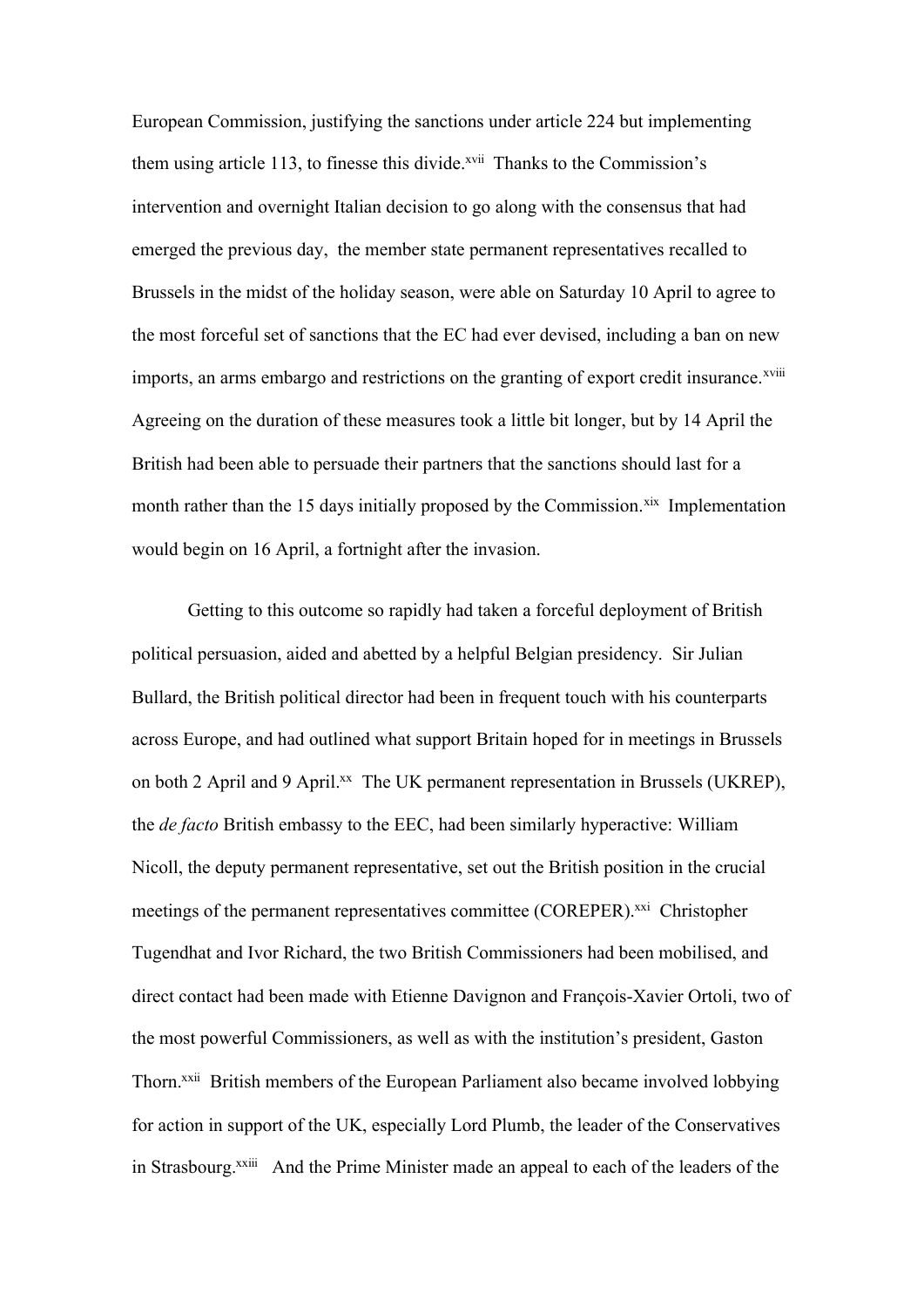European Commission, justifying the sanctions under article 224 but implementing them using article 113, to finesse this divide.[xvii] Thanks to the Commission's intervention and overnight Italian decision to go along with the consensus that had emerged the previous day, the member state permanent representatives recalled to Brussels in the midst of the holiday season, were able on Saturday 10 April to agree to the most forceful set of sanctions that the EC had ever devised, including a ban on new imports, an arms embargo and restrictions on the granting of export credit insurance.[xviii] Agreeing on the duration of these measures took a little bit longer, but by 14 April the British had been able to persuade their partners that the sanctions should last for a month rather than the 15 days initially proposed by the Commission.[xix] Implementation would begin on 16 April, a fortnight after the invasion.

Getting to this outcome so rapidly had taken a forceful deployment of British political persuasion, aided and abetted by a helpful Belgian presidency. Sir Julian Bullard, the British political director had been in frequent touch with his counterparts across Europe, and had outlined what support Britain hoped for in meetings in Brussels on both 2 April and 9 April.[xx] The UK permanent representation in Brussels (UKREP), the *de facto* British embassy to the EEC, had been similarly hyperactive: William Nicoll, the deputy permanent representative, set out the British position in the crucial meetings of the permanent representatives committee (COREPER).[xxi] Christopher Tugendhat and Ivor Richard, the two British Commissioners had been mobilised, and direct contact had been made with Etienne Davignon and François-Xavier Ortoli, two of the most powerful Commissioners, as well as with the institution's president, Gaston Thorn.[xxii] British members of the European Parliament also became involved lobbying for action in support of the UK, especially Lord Plumb, the leader of the Conservatives in Strasbourg.[xxiii] And the Prime Minister made an appeal to each of the leaders of the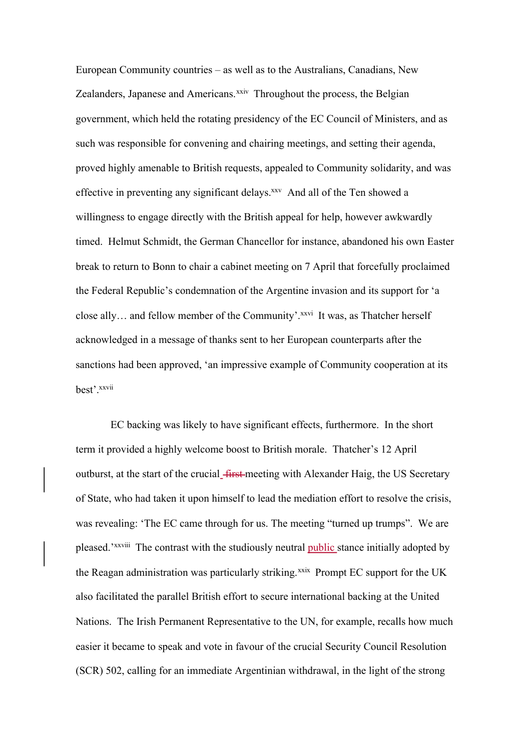European Community countries – as well as to the Australians, Canadians, New Zealanders, Japanese and Americans.[xxiv] Throughout the process, the Belgian government, which held the rotating presidency of the EC Council of Ministers, and as such was responsible for convening and chairing meetings, and setting their agenda, proved highly amenable to British requests, appealed to Community solidarity, and was effective in preventing any significant delays.[xxv] And all of the Ten showed a willingness to engage directly with the British appeal for help, however awkwardly timed. Helmut Schmidt, the German Chancellor for instance, abandoned his own Easter break to return to Bonn to chair a cabinet meeting on 7 April that forcefully proclaimed the Federal Republic's condemnation of the Argentine invasion and its support for 'a close ally… and fellow member of the Community'.[xxvi] It was, as Thatcher herself acknowledged in a message of thanks sent to her European counterparts after the sanctions had been approved, 'an impressive example of Community cooperation at its best'.[xxvii]

EC backing was likely to have significant effects, furthermore. In the short term it provided a highly welcome boost to British morale. Thatcher's 12 April outburst, at the start of the crucial ~~first~~ meeting with Alexander Haig, the US Secretary of State, who had taken it upon himself to lead the mediation effort to resolve the crisis, was revealing: 'The EC came through for us. The meeting "turned up trumps". We are pleased.'[xxviii] The contrast with the studiously neutral public stance initially adopted by the Reagan administration was particularly striking.[xxix] Prompt EC support for the UK also facilitated the parallel British effort to secure international backing at the United Nations. The Irish Permanent Representative to the UN, for example, recalls how much easier it became to speak and vote in favour of the crucial Security Council Resolution (SCR) 502, calling for an immediate Argentinian withdrawal, in the light of the strong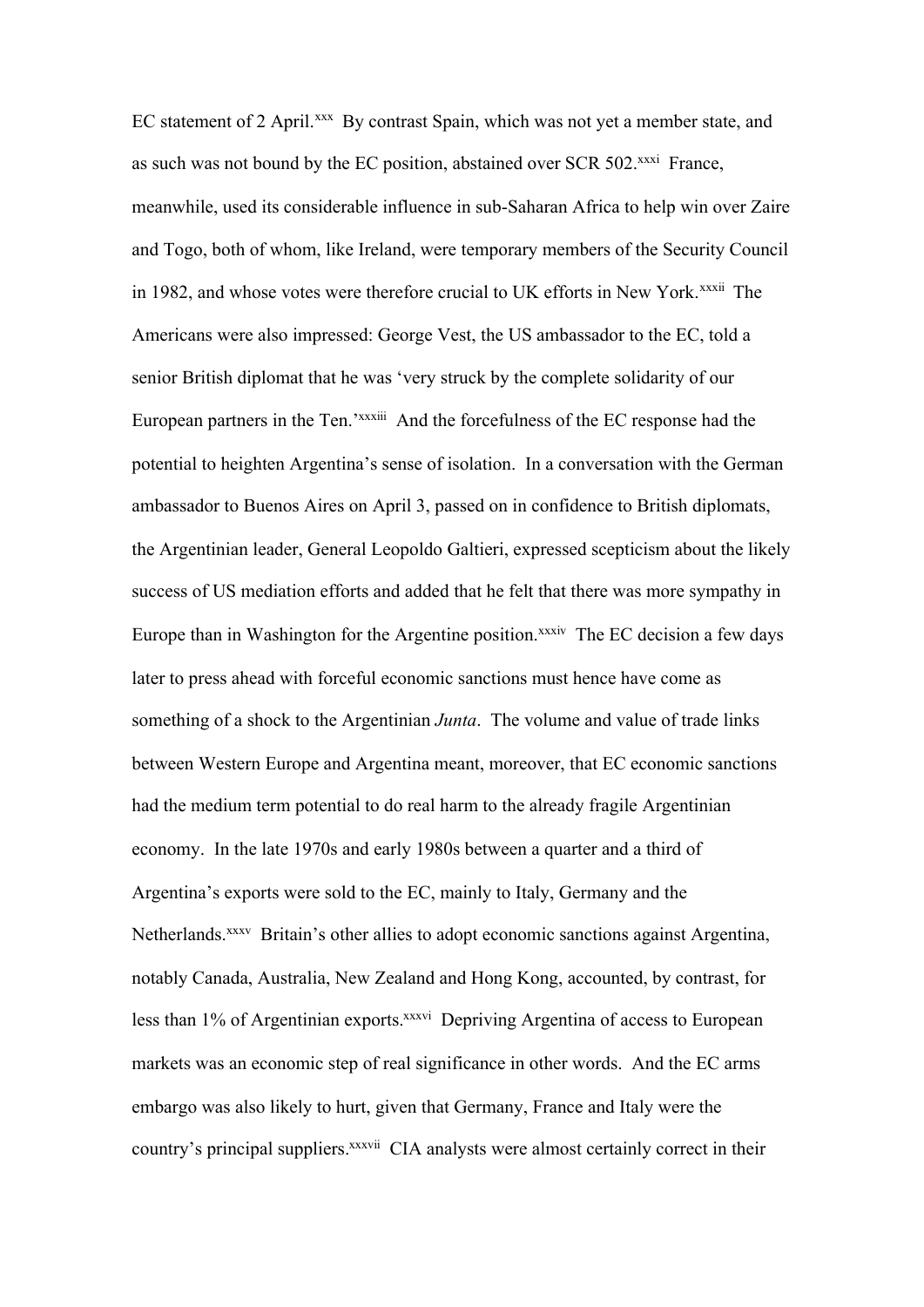EC statement of 2 April.[xxx] By contrast Spain, which was not yet a member state, and as such was not bound by the EC position, abstained over SCR 502.[xxxi] France, meanwhile, used its considerable influence in sub-Saharan Africa to help win over Zaire and Togo, both of whom, like Ireland, were temporary members of the Security Council in 1982, and whose votes were therefore crucial to UK efforts in New York.[xxxii] The Americans were also impressed: George Vest, the US ambassador to the EC, told a senior British diplomat that he was 'very struck by the complete solidarity of our European partners in the Ten.'[xxxiii] And the forcefulness of the EC response had the potential to heighten Argentina's sense of isolation. In a conversation with the German ambassador to Buenos Aires on April 3, passed on in confidence to British diplomats, the Argentinian leader, General Leopoldo Galtieri, expressed scepticism about the likely success of US mediation efforts and added that he felt that there was more sympathy in Europe than in Washington for the Argentine position.[xxxiv] The EC decision a few days later to press ahead with forceful economic sanctions must hence have come as something of a shock to the Argentinian *Junta*. The volume and value of trade links between Western Europe and Argentina meant, moreover, that EC economic sanctions had the medium term potential to do real harm to the already fragile Argentinian economy. In the late 1970s and early 1980s between a quarter and a third of Argentina's exports were sold to the EC, mainly to Italy, Germany and the Netherlands.[xxxv] Britain's other allies to adopt economic sanctions against Argentina, notably Canada, Australia, New Zealand and Hong Kong, accounted, by contrast, for less than 1% of Argentinian exports.[xxxvi] Depriving Argentina of access to European markets was an economic step of real significance in other words. And the EC arms embargo was also likely to hurt, given that Germany, France and Italy were the country's principal suppliers.[xxxvii] CIA analysts were almost certainly correct in their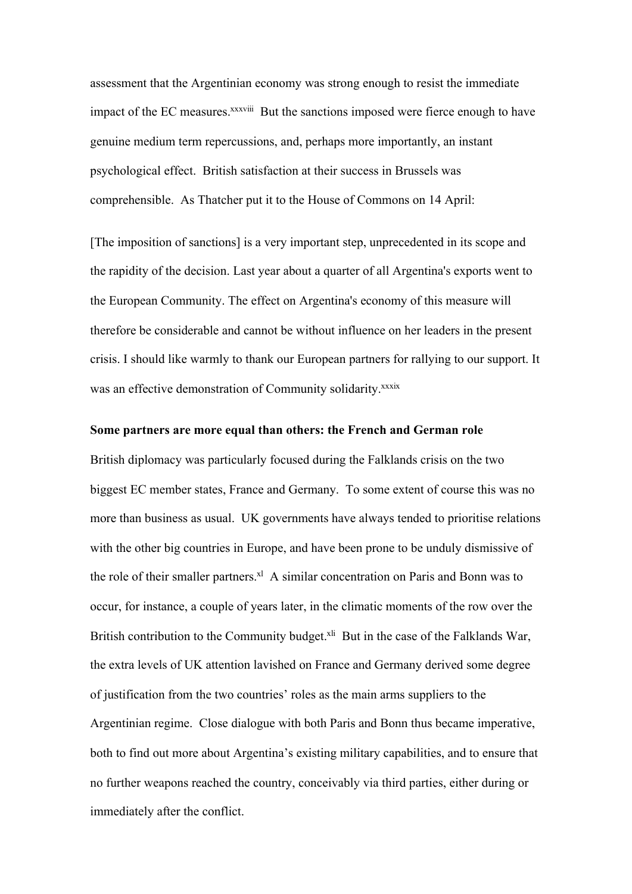assessment that the Argentinian economy was strong enough to resist the immediate impact of the EC measures.[xxxviii] But the sanctions imposed were fierce enough to have genuine medium term repercussions, and, perhaps more importantly, an instant psychological effect. British satisfaction at their success in Brussels was comprehensible. As Thatcher put it to the House of Commons on 14 April:

[The imposition of sanctions] is a very important step, unprecedented in its scope and the rapidity of the decision. Last year about a quarter of all Argentina's exports went to the European Community. The effect on Argentina's economy of this measure will therefore be considerable and cannot be without influence on her leaders in the present crisis. I should like warmly to thank our European partners for rallying to our support. It was an effective demonstration of Community solidarity.[xxxix]

**Some partners are more equal than others: the French and German role**

British diplomacy was particularly focused during the Falklands crisis on the two biggest EC member states, France and Germany. To some extent of course this was no more than business as usual. UK governments have always tended to prioritise relations with the other big countries in Europe, and have been prone to be unduly dismissive of the role of their smaller partners.[xl] A similar concentration on Paris and Bonn was to occur, for instance, a couple of years later, in the climatic moments of the row over the British contribution to the Community budget.[xli] But in the case of the Falklands War, the extra levels of UK attention lavished on France and Germany derived some degree of justification from the two countries' roles as the main arms suppliers to the Argentinian regime. Close dialogue with both Paris and Bonn thus became imperative, both to find out more about Argentina's existing military capabilities, and to ensure that no further weapons reached the country, conceivably via third parties, either during or immediately after the conflict.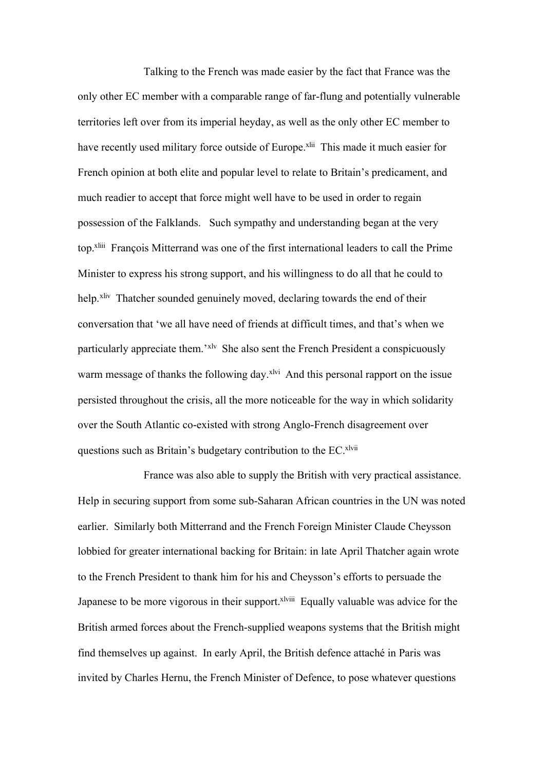Talking to the French was made easier by the fact that France was the only other EC member with a comparable range of far-flung and potentially vulnerable territories left over from its imperial heyday, as well as the only other EC member to have recently used military force outside of Europe.[xlii] This made it much easier for French opinion at both elite and popular level to relate to Britain's predicament, and much readier to accept that force might well have to be used in order to regain possession of the Falklands. Such sympathy and understanding began at the very top.[xliii] François Mitterrand was one of the first international leaders to call the Prime Minister to express his strong support, and his willingness to do all that he could to help.[xliv] Thatcher sounded genuinely moved, declaring towards the end of their conversation that 'we all have need of friends at difficult times, and that's when we particularly appreciate them.'[xlv] She also sent the French President a conspicuously warm message of thanks the following day.[xlvi] And this personal rapport on the issue persisted throughout the crisis, all the more noticeable for the way in which solidarity over the South Atlantic co-existed with strong Anglo-French disagreement over questions such as Britain's budgetary contribution to the EC.[xlvii]

France was also able to supply the British with very practical assistance. Help in securing support from some sub-Saharan African countries in the UN was noted earlier. Similarly both Mitterrand and the French Foreign Minister Claude Cheysson lobbied for greater international backing for Britain: in late April Thatcher again wrote to the French President to thank him for his and Cheysson's efforts to persuade the Japanese to be more vigorous in their support.[xlviii] Equally valuable was advice for the British armed forces about the French-supplied weapons systems that the British might find themselves up against. In early April, the British defence attaché in Paris was invited by Charles Hernu, the French Minister of Defence, to pose whatever questions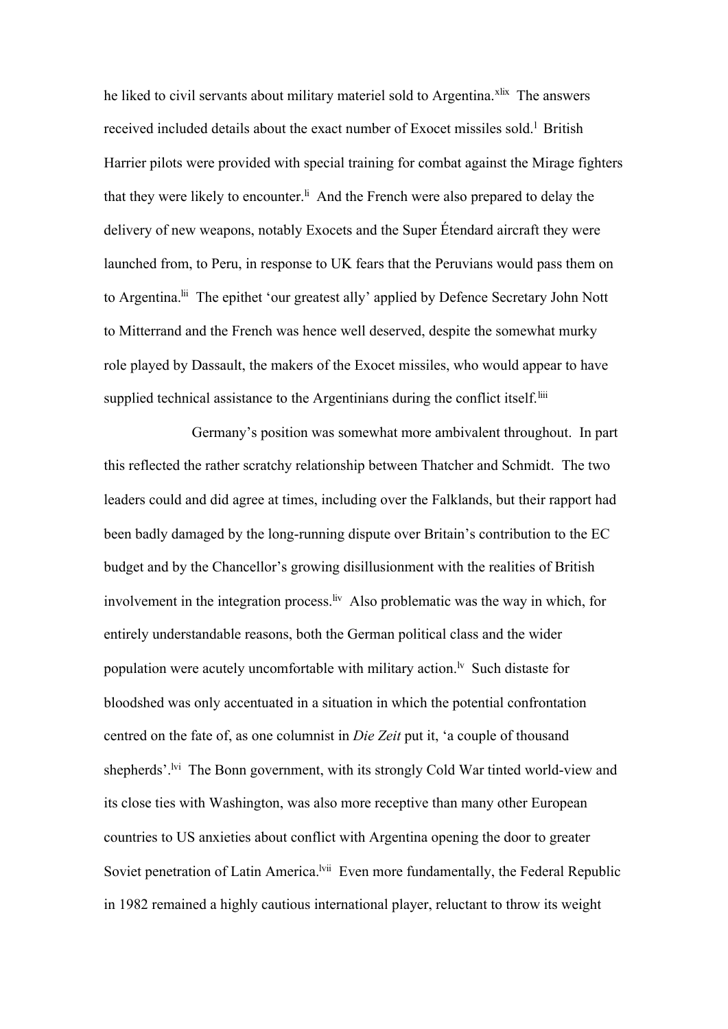he liked to civil servants about military materiel sold to Argentina.[xlix] The answers received included details about the exact number of Exocet missiles sold.[l] British Harrier pilots were provided with special training for combat against the Mirage fighters that they were likely to encounter.[li] And the French were also prepared to delay the delivery of new weapons, notably Exocets and the Super Étendard aircraft they were launched from, to Peru, in response to UK fears that the Peruvians would pass them on to Argentina.[lii] The epithet 'our greatest ally' applied by Defence Secretary John Nott to Mitterrand and the French was hence well deserved, despite the somewhat murky role played by Dassault, the makers of the Exocet missiles, who would appear to have supplied technical assistance to the Argentinians during the conflict itself.[liii]

Germany's position was somewhat more ambivalent throughout. In part this reflected the rather scratchy relationship between Thatcher and Schmidt. The two leaders could and did agree at times, including over the Falklands, but their rapport had been badly damaged by the long-running dispute over Britain's contribution to the EC budget and by the Chancellor's growing disillusionment with the realities of British involvement in the integration process.[liv] Also problematic was the way in which, for entirely understandable reasons, both the German political class and the wider population were acutely uncomfortable with military action.[lv] Such distaste for bloodshed was only accentuated in a situation in which the potential confrontation centred on the fate of, as one columnist in *Die Zeit* put it, 'a couple of thousand shepherds'.[lvi] The Bonn government, with its strongly Cold War tinted world-view and its close ties with Washington, was also more receptive than many other European countries to US anxieties about conflict with Argentina opening the door to greater Soviet penetration of Latin America.[lvii] Even more fundamentally, the Federal Republic in 1982 remained a highly cautious international player, reluctant to throw its weight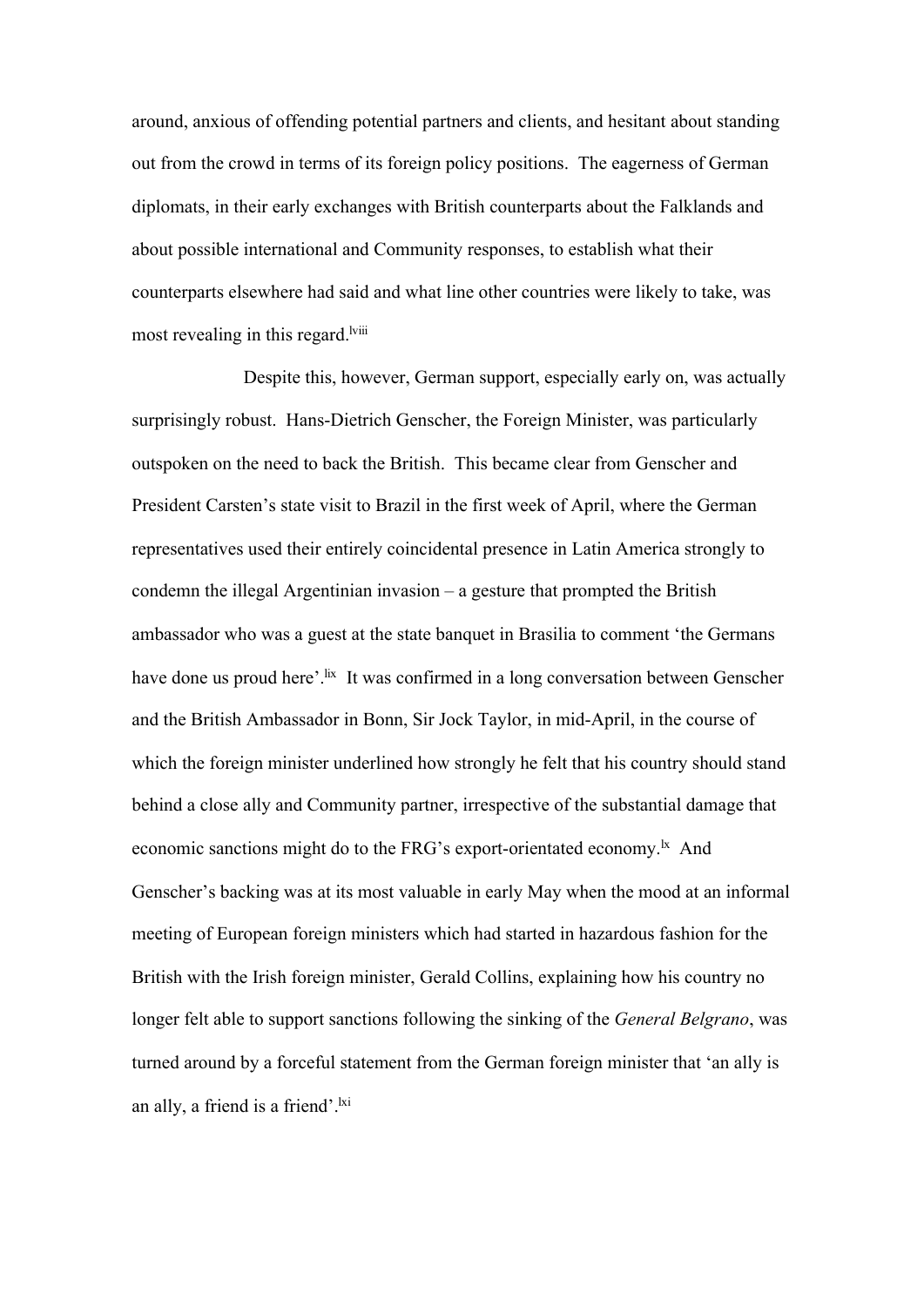around, anxious of offending potential partners and clients, and hesitant about standing out from the crowd in terms of its foreign policy positions. The eagerness of German diplomats, in their early exchanges with British counterparts about the Falklands and about possible international and Community responses, to establish what their counterparts elsewhere had said and what line other countries were likely to take, was most revealing in this regard.[lviii]

Despite this, however, German support, especially early on, was actually surprisingly robust. Hans-Dietrich Genscher, the Foreign Minister, was particularly outspoken on the need to back the British. This became clear from Genscher and President Carsten's state visit to Brazil in the first week of April, where the German representatives used their entirely coincidental presence in Latin America strongly to condemn the illegal Argentinian invasion – a gesture that prompted the British ambassador who was a guest at the state banquet in Brasilia to comment 'the Germans have done us proud here'.[lix] It was confirmed in a long conversation between Genscher and the British Ambassador in Bonn, Sir Jock Taylor, in mid-April, in the course of which the foreign minister underlined how strongly he felt that his country should stand behind a close ally and Community partner, irrespective of the substantial damage that economic sanctions might do to the FRG's export-orientated economy.[lx] And Genscher's backing was at its most valuable in early May when the mood at an informal meeting of European foreign ministers which had started in hazardous fashion for the British with the Irish foreign minister, Gerald Collins, explaining how his country no longer felt able to support sanctions following the sinking of the *General Belgrano*, was turned around by a forceful statement from the German foreign minister that 'an ally is an ally, a friend is a friend'.[lxi]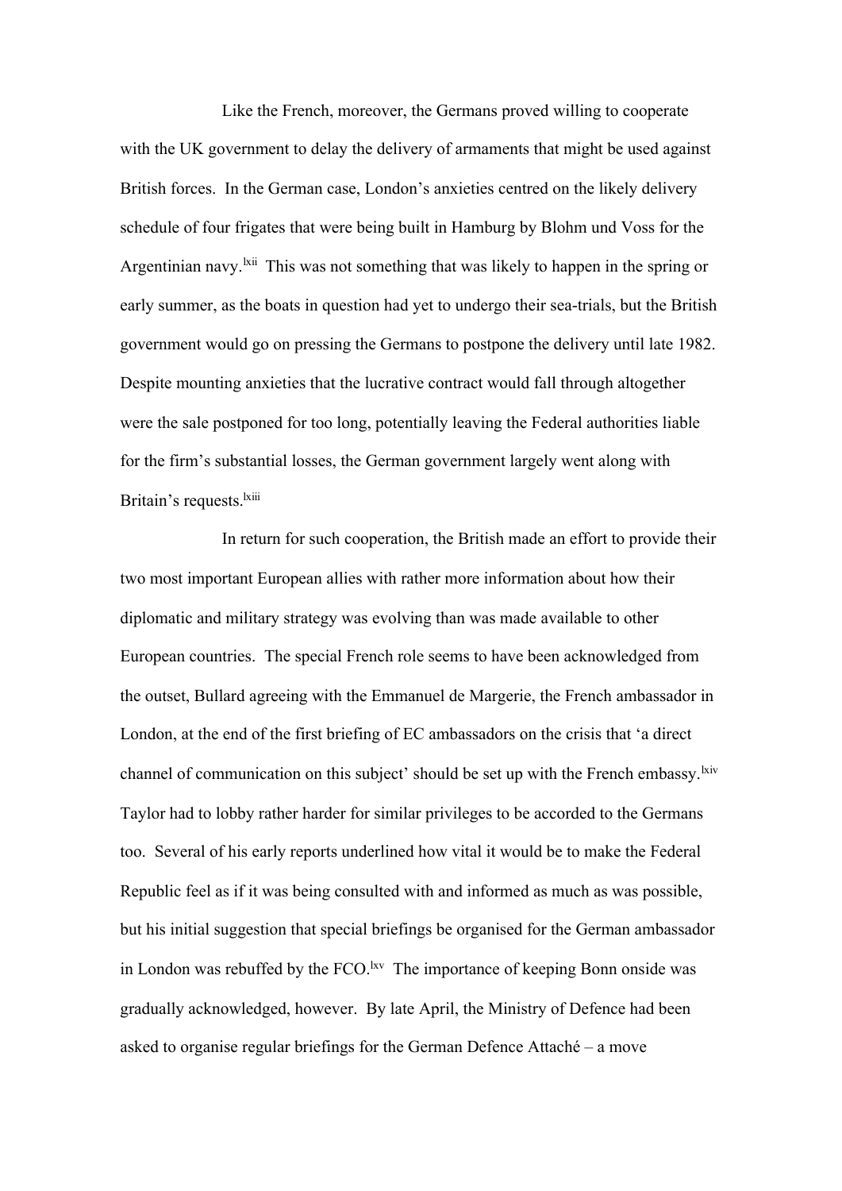Like the French, moreover, the Germans proved willing to cooperate with the UK government to delay the delivery of armaments that might be used against British forces. In the German case, London's anxieties centred on the likely delivery schedule of four frigates that were being built in Hamburg by Blohm und Voss for the Argentinian navy.[lxii] This was not something that was likely to happen in the spring or early summer, as the boats in question had yet to undergo their sea-trials, but the British government would go on pressing the Germans to postpone the delivery until late 1982. Despite mounting anxieties that the lucrative contract would fall through altogether were the sale postponed for too long, potentially leaving the Federal authorities liable for the firm's substantial losses, the German government largely went along with Britain's requests.[lxiii]

In return for such cooperation, the British made an effort to provide their two most important European allies with rather more information about how their diplomatic and military strategy was evolving than was made available to other European countries. The special French role seems to have been acknowledged from the outset, Bullard agreeing with the Emmanuel de Margerie, the French ambassador in London, at the end of the first briefing of EC ambassadors on the crisis that 'a direct channel of communication on this subject' should be set up with the French embassy.[lxiv] Taylor had to lobby rather harder for similar privileges to be accorded to the Germans too. Several of his early reports underlined how vital it would be to make the Federal Republic feel as if it was being consulted with and informed as much as was possible, but his initial suggestion that special briefings be organised for the German ambassador in London was rebuffed by the FCO.[lxv] The importance of keeping Bonn onside was gradually acknowledged, however. By late April, the Ministry of Defence had been asked to organise regular briefings for the German Defence Attaché – a move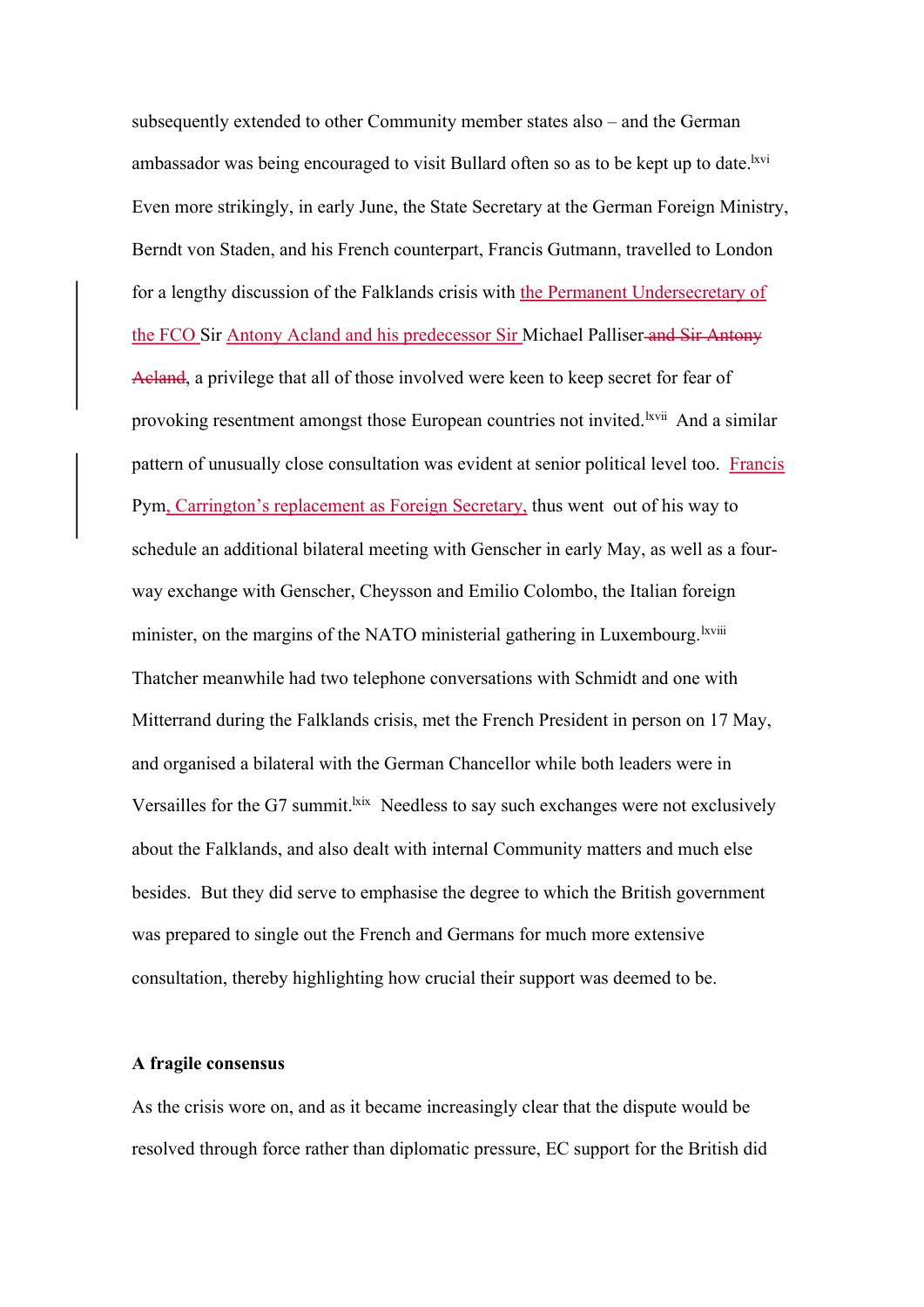subsequently extended to other Community member states also – and the German ambassador was being encouraged to visit Bullard often so as to be kept up to date.[lxvi] Even more strikingly, in early June, the State Secretary at the German Foreign Ministry, Berndt von Staden, and his French counterpart, Francis Gutmann, travelled to London for a lengthy discussion of the Falklands crisis with the Permanent Undersecretary of the FCO Sir Antony Acland and his predecessor Sir Michael Palliser ~~and Sir Antony Acland~~, a privilege that all of those involved were keen to keep secret for fear of provoking resentment amongst those European countries not invited.[lxvii] And a similar pattern of unusually close consultation was evident at senior political level too. Francis Pym, Carrington's replacement as Foreign Secretary, thus went out of his way to schedule an additional bilateral meeting with Genscher in early May, as well as a four-way exchange with Genscher, Cheysson and Emilio Colombo, the Italian foreign minister, on the margins of the NATO ministerial gathering in Luxembourg.[lxviii] Thatcher meanwhile had two telephone conversations with Schmidt and one with Mitterrand during the Falklands crisis, met the French President in person on 17 May, and organised a bilateral with the German Chancellor while both leaders were in Versailles for the G7 summit.[lxix] Needless to say such exchanges were not exclusively about the Falklands, and also dealt with internal Community matters and much else besides. But they did serve to emphasise the degree to which the British government was prepared to single out the French and Germans for much more extensive consultation, thereby highlighting how crucial their support was deemed to be.

**A fragile consensus**

As the crisis wore on, and as it became increasingly clear that the dispute would be resolved through force rather than diplomatic pressure, EC support for the British did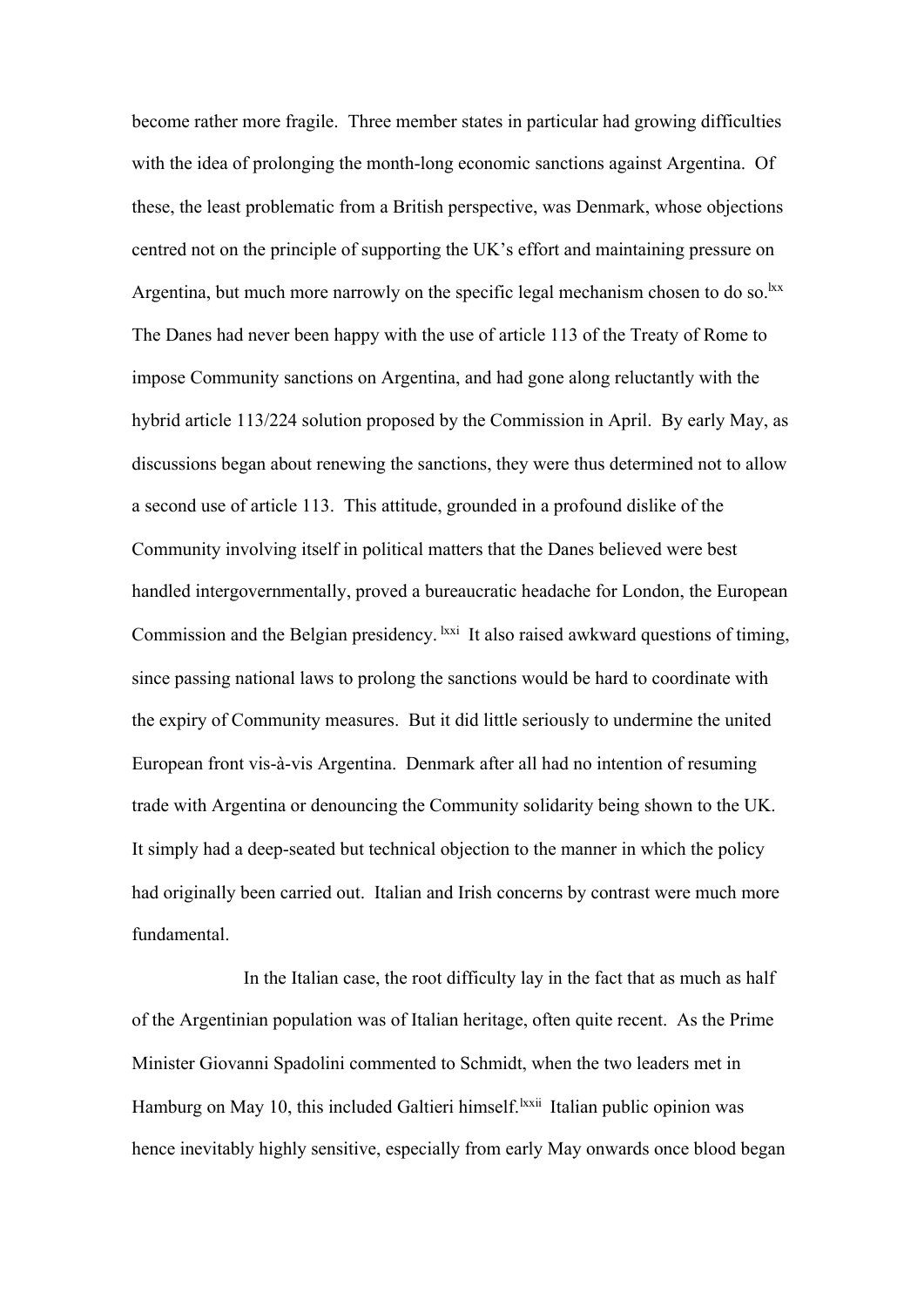become rather more fragile. Three member states in particular had growing difficulties with the idea of prolonging the month-long economic sanctions against Argentina. Of these, the least problematic from a British perspective, was Denmark, whose objections centred not on the principle of supporting the UK's effort and maintaining pressure on Argentina, but much more narrowly on the specific legal mechanism chosen to do so.[lxx] The Danes had never been happy with the use of article 113 of the Treaty of Rome to impose Community sanctions on Argentina, and had gone along reluctantly with the hybrid article 113/224 solution proposed by the Commission in April. By early May, as discussions began about renewing the sanctions, they were thus determined not to allow a second use of article 113. This attitude, grounded in a profound dislike of the Community involving itself in political matters that the Danes believed were best handled intergovernmentally, proved a bureaucratic headache for London, the European Commission and the Belgian presidency.[lxxi] It also raised awkward questions of timing, since passing national laws to prolong the sanctions would be hard to coordinate with the expiry of Community measures. But it did little seriously to undermine the united European front vis-à-vis Argentina. Denmark after all had no intention of resuming trade with Argentina or denouncing the Community solidarity being shown to the UK. It simply had a deep-seated but technical objection to the manner in which the policy had originally been carried out. Italian and Irish concerns by contrast were much more fundamental.

In the Italian case, the root difficulty lay in the fact that as much as half of the Argentinian population was of Italian heritage, often quite recent. As the Prime Minister Giovanni Spadolini commented to Schmidt, when the two leaders met in Hamburg on May 10, this included Galtieri himself.[lxxii] Italian public opinion was hence inevitably highly sensitive, especially from early May onwards once blood began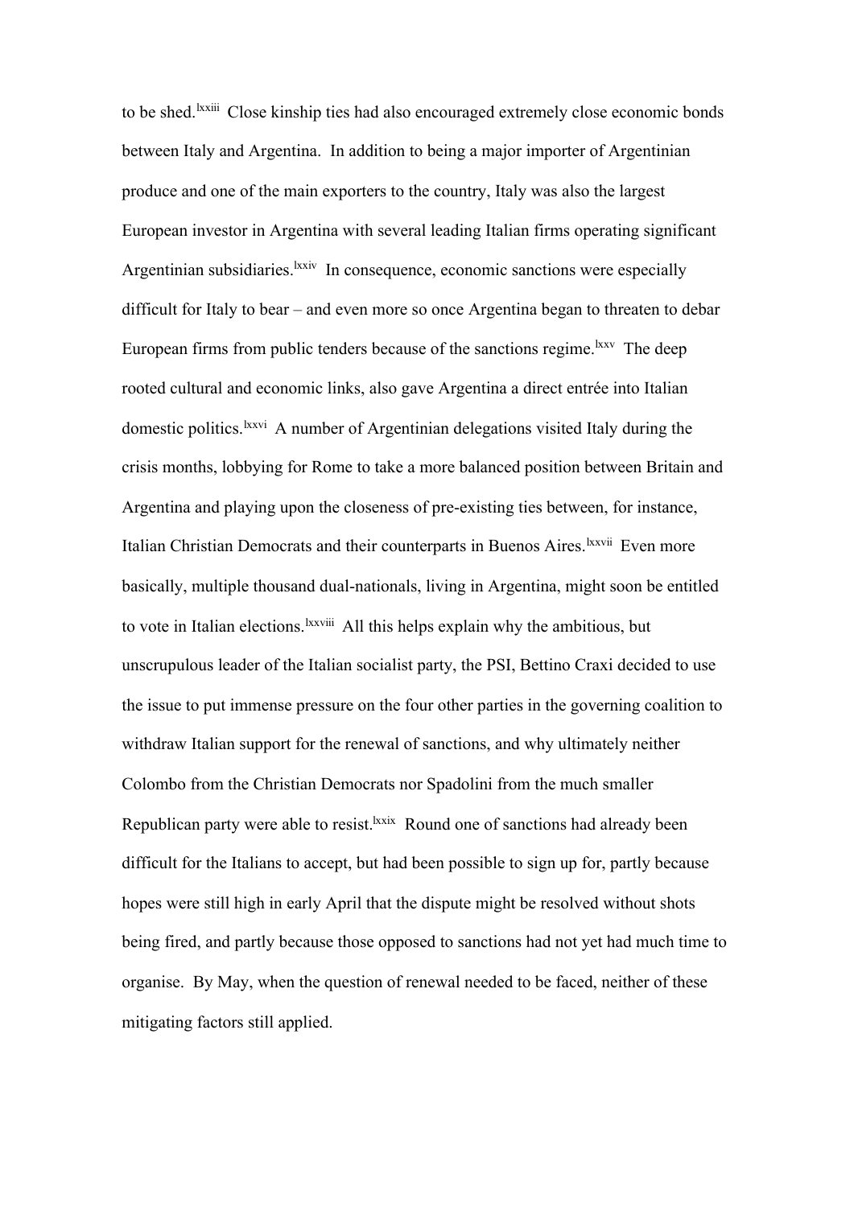to be shed.[lxxiii] Close kinship ties had also encouraged extremely close economic bonds between Italy and Argentina. In addition to being a major importer of Argentinian produce and one of the main exporters to the country, Italy was also the largest European investor in Argentina with several leading Italian firms operating significant Argentinian subsidiaries.[lxxiv] In consequence, economic sanctions were especially difficult for Italy to bear – and even more so once Argentina began to threaten to debar European firms from public tenders because of the sanctions regime.[lxxv] The deep rooted cultural and economic links, also gave Argentina a direct entrée into Italian domestic politics.[lxxvi] A number of Argentinian delegations visited Italy during the crisis months, lobbying for Rome to take a more balanced position between Britain and Argentina and playing upon the closeness of pre-existing ties between, for instance, Italian Christian Democrats and their counterparts in Buenos Aires.[lxxvii] Even more basically, multiple thousand dual-nationals, living in Argentina, might soon be entitled to vote in Italian elections.[lxxviii] All this helps explain why the ambitious, but unscrupulous leader of the Italian socialist party, the PSI, Bettino Craxi decided to use the issue to put immense pressure on the four other parties in the governing coalition to withdraw Italian support for the renewal of sanctions, and why ultimately neither Colombo from the Christian Democrats nor Spadolini from the much smaller Republican party were able to resist.[lxxix] Round one of sanctions had already been difficult for the Italians to accept, but had been possible to sign up for, partly because hopes were still high in early April that the dispute might be resolved without shots being fired, and partly because those opposed to sanctions had not yet had much time to organise. By May, when the question of renewal needed to be faced, neither of these mitigating factors still applied.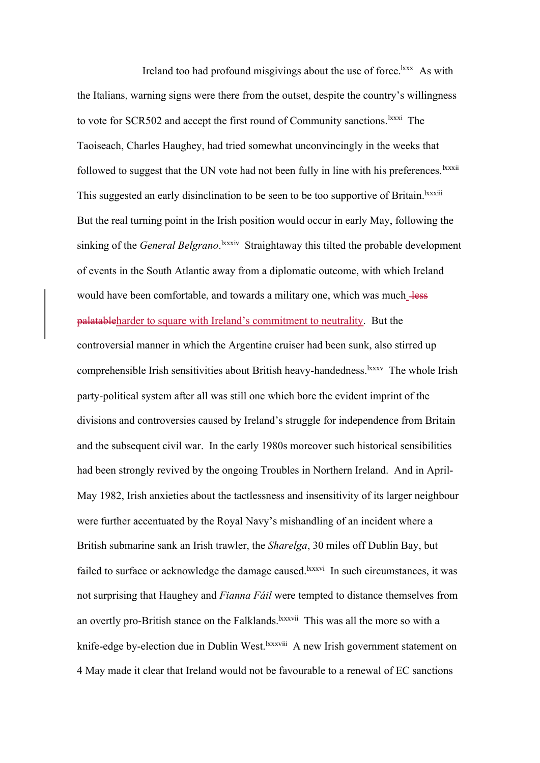Ireland too had profound misgivings about the use of force.[lxxx] As with the Italians, warning signs were there from the outset, despite the country's willingness to vote for SCR502 and accept the first round of Community sanctions.[lxxxi] The Taoiseach, Charles Haughey, had tried somewhat unconvincingly in the weeks that followed to suggest that the UN vote had not been fully in line with his preferences.[lxxxii] This suggested an early disinclination to be seen to be too supportive of Britain.[lxxxiii] But the real turning point in the Irish position would occur in early May, following the sinking of the *General Belgrano*.[lxxxiv] Straightaway this tilted the probable development of events in the South Atlantic away from a diplomatic outcome, with which Ireland would have been comfortable, and towards a military one, which was much ~~less palatable~~harder to square with Ireland's commitment to neutrality. But the controversial manner in which the Argentine cruiser had been sunk, also stirred up comprehensible Irish sensitivities about British heavy-handedness.[lxxxv] The whole Irish party-political system after all was still one which bore the evident imprint of the divisions and controversies caused by Ireland's struggle for independence from Britain and the subsequent civil war. In the early 1980s moreover such historical sensibilities had been strongly revived by the ongoing Troubles in Northern Ireland. And in April-May 1982, Irish anxieties about the tactlessness and insensitivity of its larger neighbour were further accentuated by the Royal Navy's mishandling of an incident where a British submarine sank an Irish trawler, the *Sharelga*, 30 miles off Dublin Bay, but failed to surface or acknowledge the damage caused.[lxxxvi] In such circumstances, it was not surprising that Haughey and *Fianna Fáil* were tempted to distance themselves from an overtly pro-British stance on the Falklands.[lxxxvii] This was all the more so with a knife-edge by-election due in Dublin West.[lxxxviii] A new Irish government statement on 4 May made it clear that Ireland would not be favourable to a renewal of EC sanctions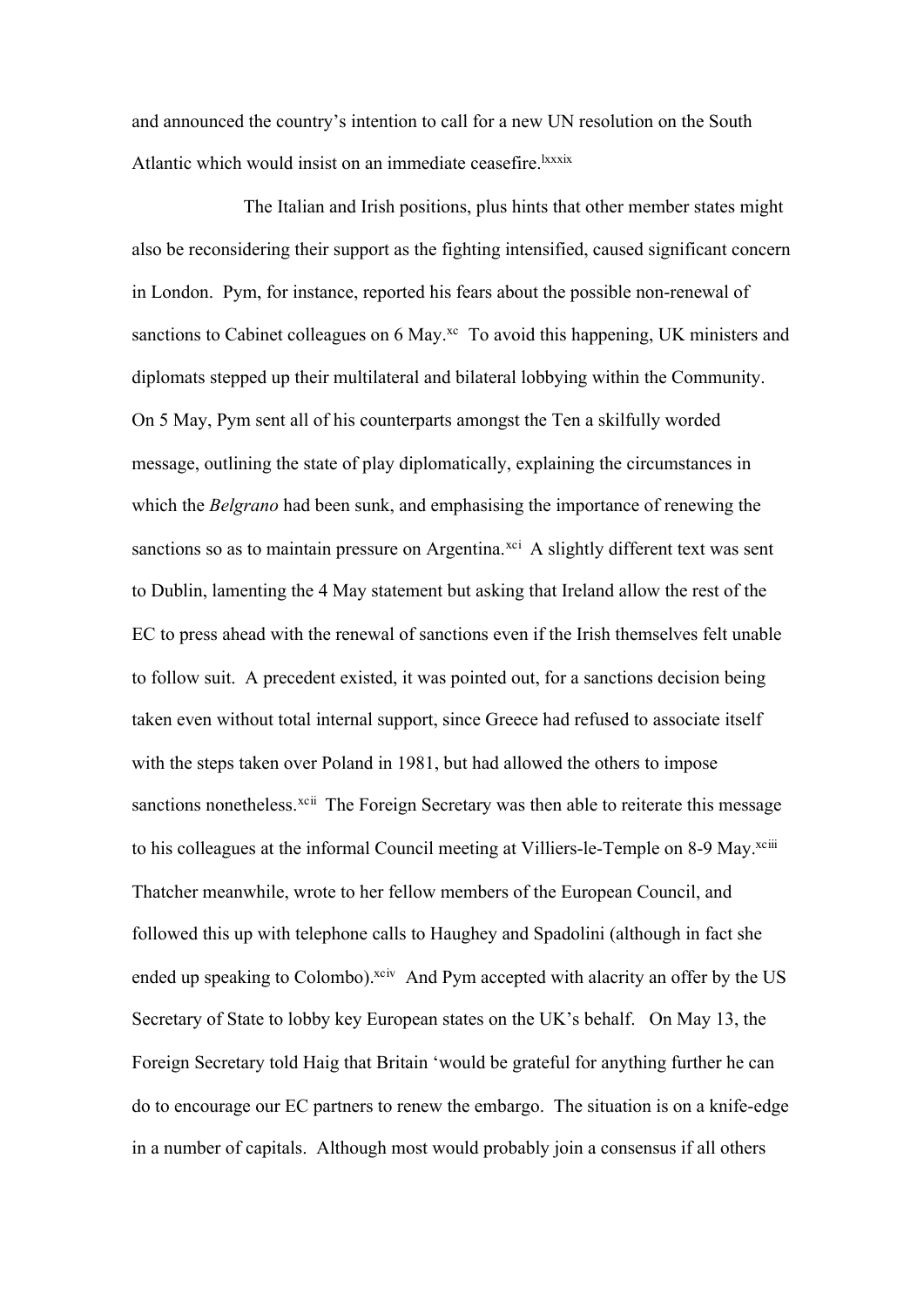and announced the country's intention to call for a new UN resolution on the South Atlantic which would insist on an immediate ceasefire.[lxxxix]

The Italian and Irish positions, plus hints that other member states might also be reconsidering their support as the fighting intensified, caused significant concern in London. Pym, for instance, reported his fears about the possible non-renewal of sanctions to Cabinet colleagues on 6 May.[xc] To avoid this happening, UK ministers and diplomats stepped up their multilateral and bilateral lobbying within the Community. On 5 May, Pym sent all of his counterparts amongst the Ten a skilfully worded message, outlining the state of play diplomatically, explaining the circumstances in which the *Belgrano* had been sunk, and emphasising the importance of renewing the sanctions so as to maintain pressure on Argentina.[xci] A slightly different text was sent to Dublin, lamenting the 4 May statement but asking that Ireland allow the rest of the EC to press ahead with the renewal of sanctions even if the Irish themselves felt unable to follow suit. A precedent existed, it was pointed out, for a sanctions decision being taken even without total internal support, since Greece had refused to associate itself with the steps taken over Poland in 1981, but had allowed the others to impose sanctions nonetheless.[xcii] The Foreign Secretary was then able to reiterate this message to his colleagues at the informal Council meeting at Villiers-le-Temple on 8-9 May.[xciii] Thatcher meanwhile, wrote to her fellow members of the European Council, and followed this up with telephone calls to Haughey and Spadolini (although in fact she ended up speaking to Colombo).[xciv] And Pym accepted with alacrity an offer by the US Secretary of State to lobby key European states on the UK's behalf. On May 13, the Foreign Secretary told Haig that Britain 'would be grateful for anything further he can do to encourage our EC partners to renew the embargo. The situation is on a knife-edge in a number of capitals. Although most would probably join a consensus if all others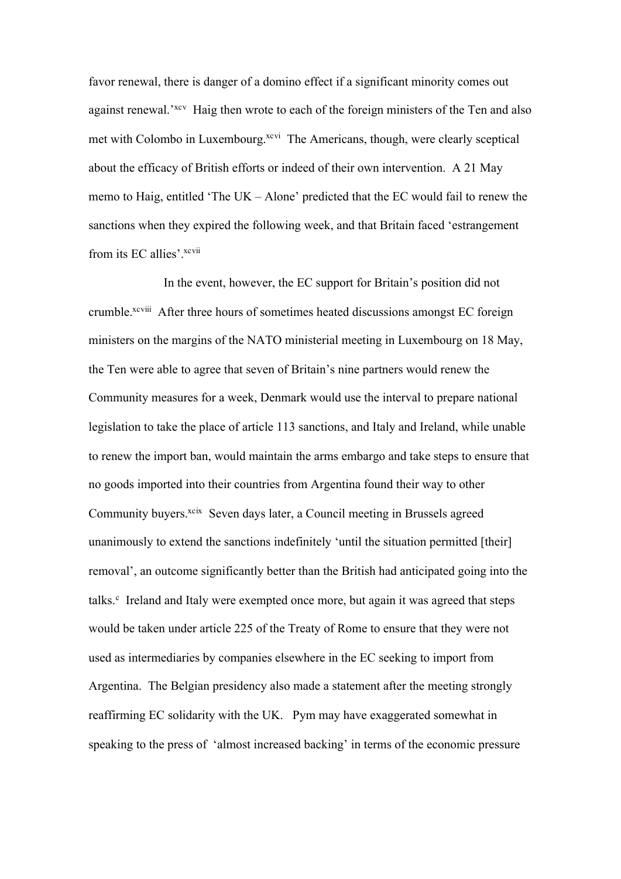favor renewal, there is danger of a domino effect if a significant minority comes out against renewal.'[xcv] Haig then wrote to each of the foreign ministers of the Ten and also met with Colombo in Luxembourg.[xcvi] The Americans, though, were clearly sceptical about the efficacy of British efforts or indeed of their own intervention. A 21 May memo to Haig, entitled 'The UK – Alone' predicted that the EC would fail to renew the sanctions when they expired the following week, and that Britain faced 'estrangement from its EC allies'.[xcvii]

In the event, however, the EC support for Britain's position did not crumble.[xcviii] After three hours of sometimes heated discussions amongst EC foreign ministers on the margins of the NATO ministerial meeting in Luxembourg on 18 May, the Ten were able to agree that seven of Britain's nine partners would renew the Community measures for a week, Denmark would use the interval to prepare national legislation to take the place of article 113 sanctions, and Italy and Ireland, while unable to renew the import ban, would maintain the arms embargo and take steps to ensure that no goods imported into their countries from Argentina found their way to other Community buyers.[xcix] Seven days later, a Council meeting in Brussels agreed unanimously to extend the sanctions indefinitely 'until the situation permitted [their] removal', an outcome significantly better than the British had anticipated going into the talks.[c] Ireland and Italy were exempted once more, but again it was agreed that steps would be taken under article 225 of the Treaty of Rome to ensure that they were not used as intermediaries by companies elsewhere in the EC seeking to import from Argentina. The Belgian presidency also made a statement after the meeting strongly reaffirming EC solidarity with the UK. Pym may have exaggerated somewhat in speaking to the press of 'almost increased backing' in terms of the economic pressure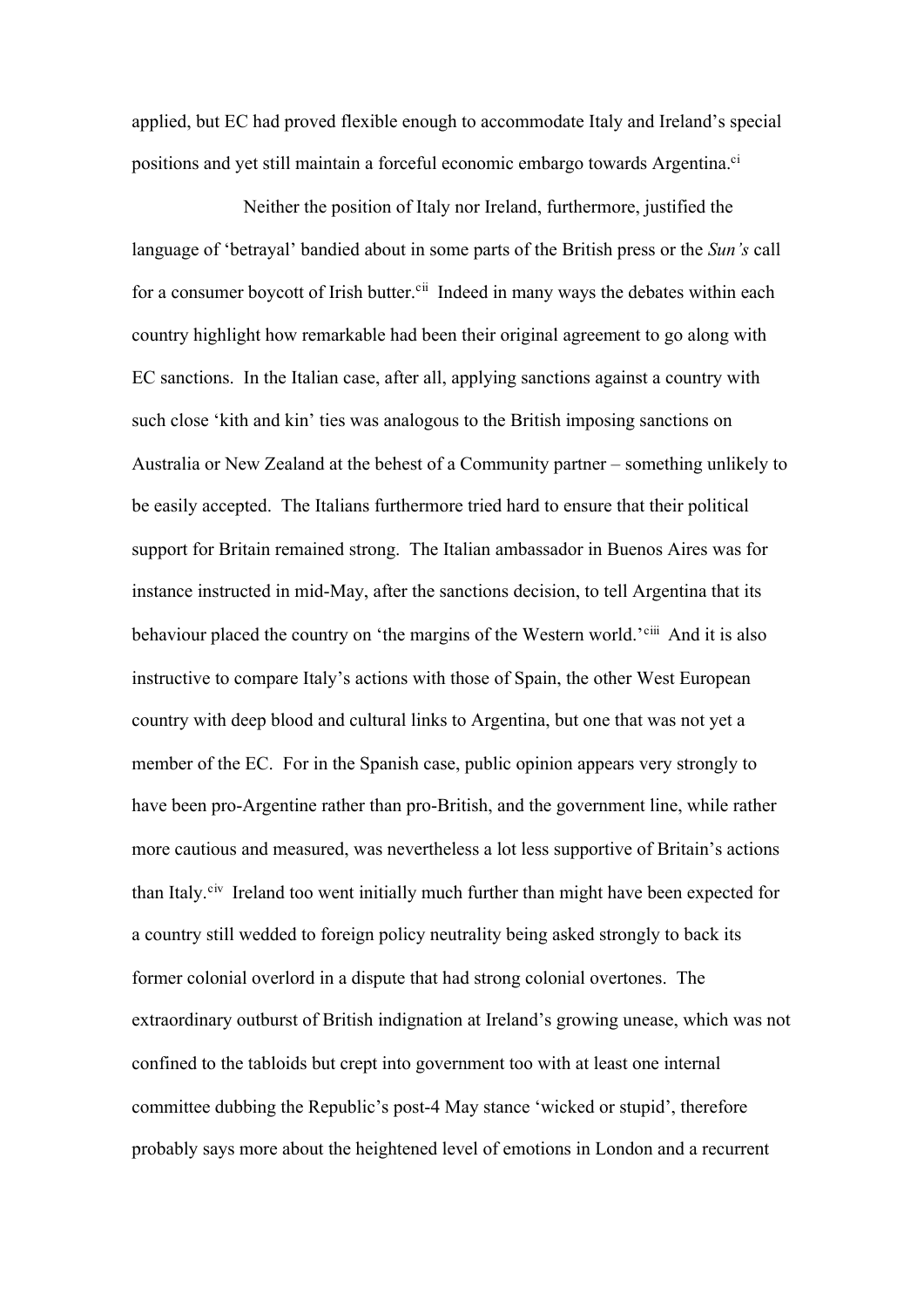applied, but EC had proved flexible enough to accommodate Italy and Ireland's special positions and yet still maintain a forceful economic embargo towards Argentina.[ci]

Neither the position of Italy nor Ireland, furthermore, justified the language of 'betrayal' bandied about in some parts of the British press or the *Sun's* call for a consumer boycott of Irish butter.[cii] Indeed in many ways the debates within each country highlight how remarkable had been their original agreement to go along with EC sanctions. In the Italian case, after all, applying sanctions against a country with such close 'kith and kin' ties was analogous to the British imposing sanctions on Australia or New Zealand at the behest of a Community partner – something unlikely to be easily accepted. The Italians furthermore tried hard to ensure that their political support for Britain remained strong. The Italian ambassador in Buenos Aires was for instance instructed in mid-May, after the sanctions decision, to tell Argentina that its behaviour placed the country on 'the margins of the Western world.'[ciii] And it is also instructive to compare Italy's actions with those of Spain, the other West European country with deep blood and cultural links to Argentina, but one that was not yet a member of the EC. For in the Spanish case, public opinion appears very strongly to have been pro-Argentine rather than pro-British, and the government line, while rather more cautious and measured, was nevertheless a lot less supportive of Britain's actions than Italy.[civ] Ireland too went initially much further than might have been expected for a country still wedded to foreign policy neutrality being asked strongly to back its former colonial overlord in a dispute that had strong colonial overtones. The extraordinary outburst of British indignation at Ireland's growing unease, which was not confined to the tabloids but crept into government too with at least one internal committee dubbing the Republic's post-4 May stance 'wicked or stupid', therefore probably says more about the heightened level of emotions in London and a recurrent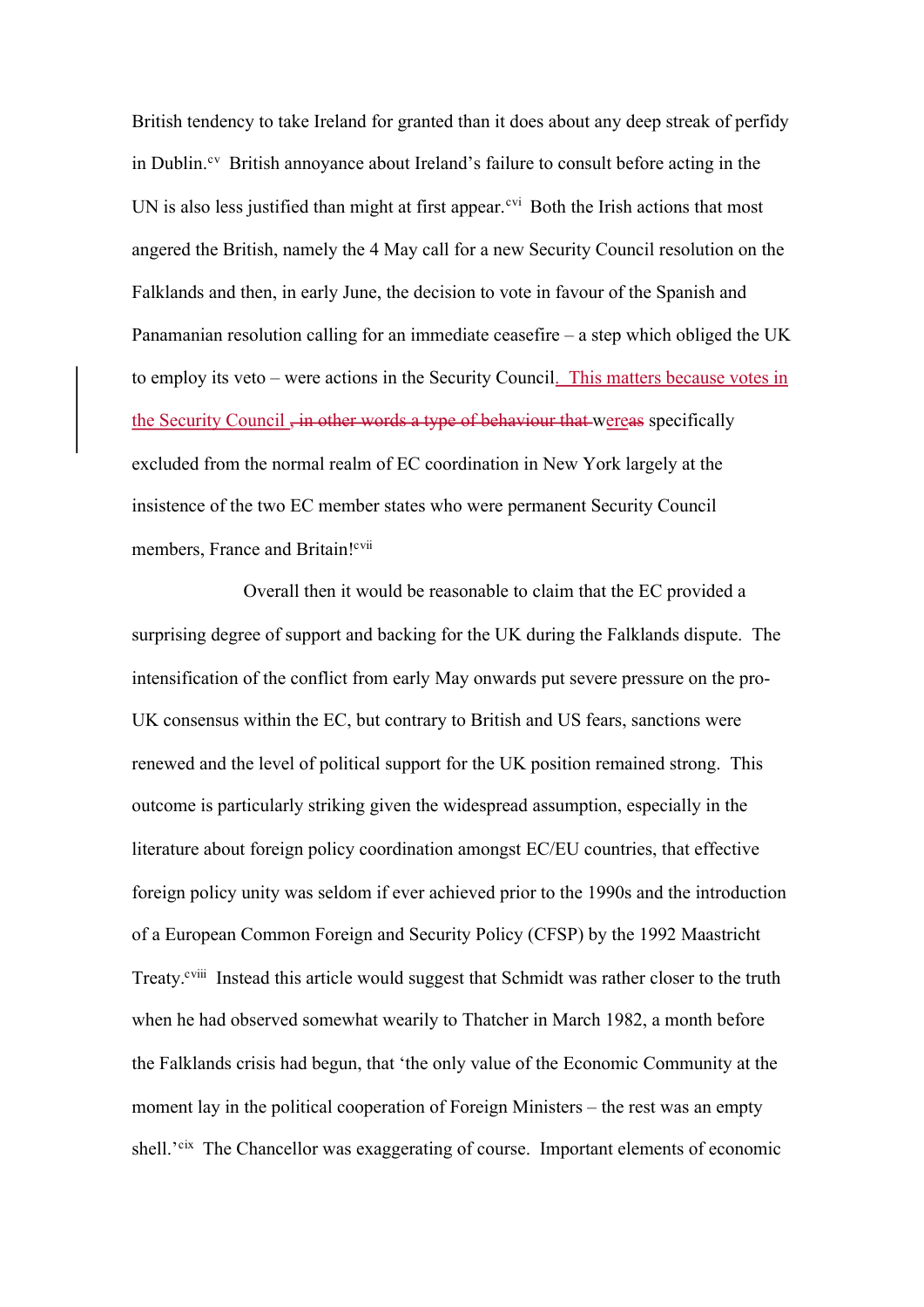British tendency to take Ireland for granted than it does about any deep streak of perfidy in Dublin.[cv] British annoyance about Ireland's failure to consult before acting in the UN is also less justified than might at first appear.[cvi] Both the Irish actions that most angered the British, namely the 4 May call for a new Security Council resolution on the Falklands and then, in early June, the decision to vote in favour of the Spanish and Panamanian resolution calling for an immediate ceasefire – a step which obliged the UK to employ its veto – were actions in the Security Council. This matters because votes in the Security Council ~~, in other words a type of behaviour that~~ were~~as~~ specifically excluded from the normal realm of EC coordination in New York largely at the insistence of the two EC member states who were permanent Security Council members, France and Britain![cvii]

Overall then it would be reasonable to claim that the EC provided a surprising degree of support and backing for the UK during the Falklands dispute. The intensification of the conflict from early May onwards put severe pressure on the pro-UK consensus within the EC, but contrary to British and US fears, sanctions were renewed and the level of political support for the UK position remained strong. This outcome is particularly striking given the widespread assumption, especially in the literature about foreign policy coordination amongst EC/EU countries, that effective foreign policy unity was seldom if ever achieved prior to the 1990s and the introduction of a European Common Foreign and Security Policy (CFSP) by the 1992 Maastricht Treaty.[cviii] Instead this article would suggest that Schmidt was rather closer to the truth when he had observed somewhat wearily to Thatcher in March 1982, a month before the Falklands crisis had begun, that 'the only value of the Economic Community at the moment lay in the political cooperation of Foreign Ministers – the rest was an empty shell.'[cix] The Chancellor was exaggerating of course. Important elements of economic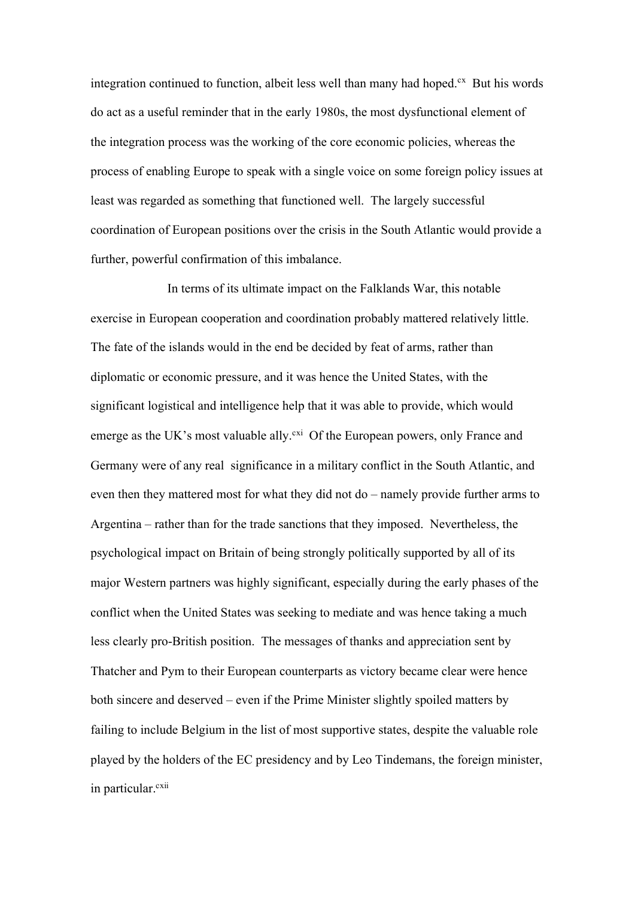integration continued to function, albeit less well than many had hoped.[cx] But his words do act as a useful reminder that in the early 1980s, the most dysfunctional element of the integration process was the working of the core economic policies, whereas the process of enabling Europe to speak with a single voice on some foreign policy issues at least was regarded as something that functioned well. The largely successful coordination of European positions over the crisis in the South Atlantic would provide a further, powerful confirmation of this imbalance.

In terms of its ultimate impact on the Falklands War, this notable exercise in European cooperation and coordination probably mattered relatively little. The fate of the islands would in the end be decided by feat of arms, rather than diplomatic or economic pressure, and it was hence the United States, with the significant logistical and intelligence help that it was able to provide, which would emerge as the UK's most valuable ally.[cxi] Of the European powers, only France and Germany were of any real significance in a military conflict in the South Atlantic, and even then they mattered most for what they did not do – namely provide further arms to Argentina – rather than for the trade sanctions that they imposed. Nevertheless, the psychological impact on Britain of being strongly politically supported by all of its major Western partners was highly significant, especially during the early phases of the conflict when the United States was seeking to mediate and was hence taking a much less clearly pro-British position. The messages of thanks and appreciation sent by Thatcher and Pym to their European counterparts as victory became clear were hence both sincere and deserved – even if the Prime Minister slightly spoiled matters by failing to include Belgium in the list of most supportive states, despite the valuable role played by the holders of the EC presidency and by Leo Tindemans, the foreign minister, in particular.[cxii]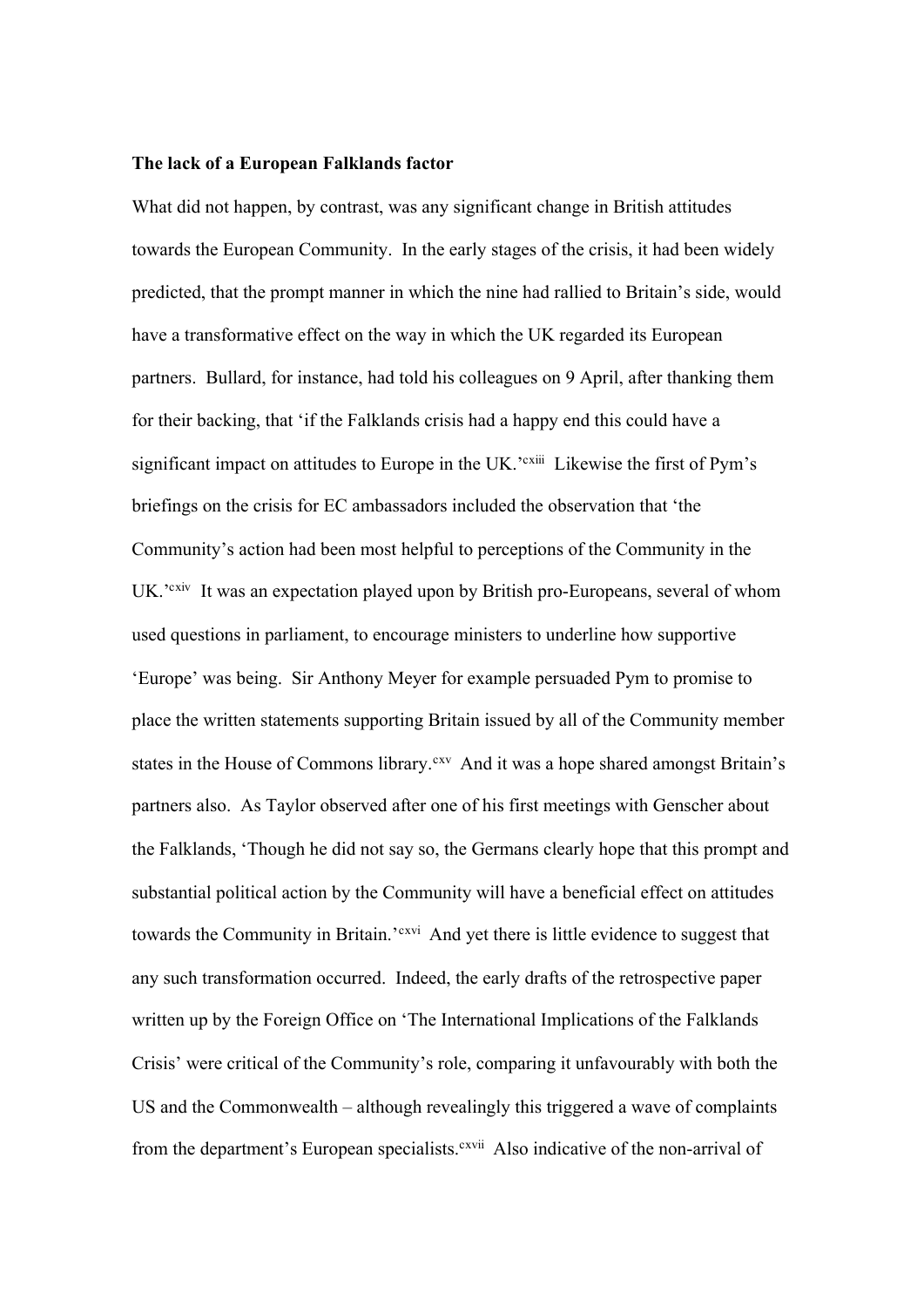**The lack of a European Falklands factor**

What did not happen, by contrast, was any significant change in British attitudes towards the European Community. In the early stages of the crisis, it had been widely predicted, that the prompt manner in which the nine had rallied to Britain's side, would have a transformative effect on the way in which the UK regarded its European partners. Bullard, for instance, had told his colleagues on 9 April, after thanking them for their backing, that 'if the Falklands crisis had a happy end this could have a significant impact on attitudes to Europe in the UK.'[cxiii] Likewise the first of Pym's briefings on the crisis for EC ambassadors included the observation that 'the Community's action had been most helpful to perceptions of the Community in the UK.'[cxiv] It was an expectation played upon by British pro-Europeans, several of whom used questions in parliament, to encourage ministers to underline how supportive 'Europe' was being. Sir Anthony Meyer for example persuaded Pym to promise to place the written statements supporting Britain issued by all of the Community member states in the House of Commons library.[cxv] And it was a hope shared amongst Britain's partners also. As Taylor observed after one of his first meetings with Genscher about the Falklands, 'Though he did not say so, the Germans clearly hope that this prompt and substantial political action by the Community will have a beneficial effect on attitudes towards the Community in Britain.'[cxvi] And yet there is little evidence to suggest that any such transformation occurred. Indeed, the early drafts of the retrospective paper written up by the Foreign Office on 'The International Implications of the Falklands Crisis' were critical of the Community's role, comparing it unfavourably with both the US and the Commonwealth – although revealingly this triggered a wave of complaints from the department's European specialists.[cxvii] Also indicative of the non-arrival of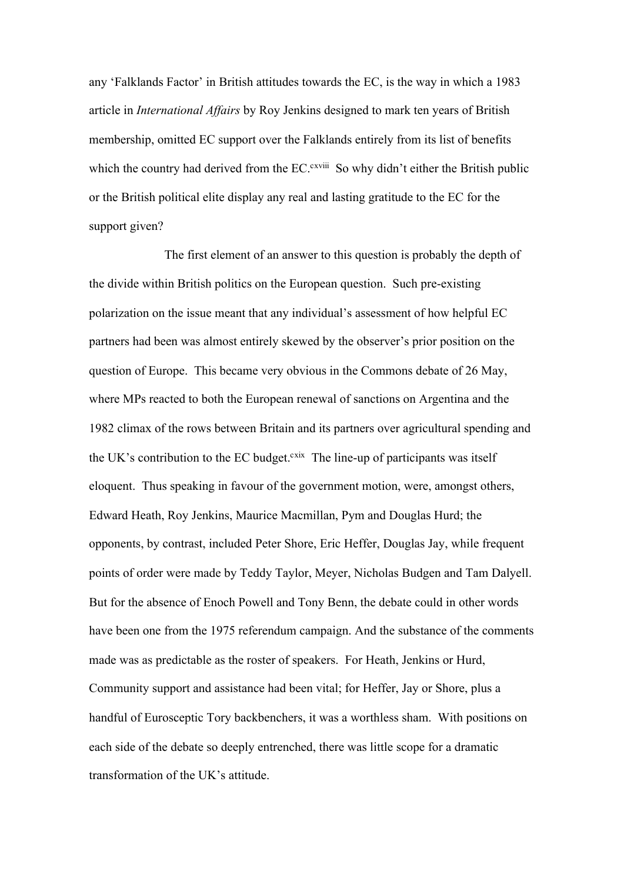any 'Falklands Factor' in British attitudes towards the EC, is the way in which a 1983 article in *International Affairs* by Roy Jenkins designed to mark ten years of British membership, omitted EC support over the Falklands entirely from its list of benefits which the country had derived from the EC.[cxviii] So why didn't either the British public or the British political elite display any real and lasting gratitude to the EC for the support given?

The first element of an answer to this question is probably the depth of the divide within British politics on the European question. Such pre-existing polarization on the issue meant that any individual's assessment of how helpful EC partners had been was almost entirely skewed by the observer's prior position on the question of Europe. This became very obvious in the Commons debate of 26 May, where MPs reacted to both the European renewal of sanctions on Argentina and the 1982 climax of the rows between Britain and its partners over agricultural spending and the UK's contribution to the EC budget.[cxix] The line-up of participants was itself eloquent. Thus speaking in favour of the government motion, were, amongst others, Edward Heath, Roy Jenkins, Maurice Macmillan, Pym and Douglas Hurd; the opponents, by contrast, included Peter Shore, Eric Heffer, Douglas Jay, while frequent points of order were made by Teddy Taylor, Meyer, Nicholas Budgen and Tam Dalyell. But for the absence of Enoch Powell and Tony Benn, the debate could in other words have been one from the 1975 referendum campaign. And the substance of the comments made was as predictable as the roster of speakers. For Heath, Jenkins or Hurd, Community support and assistance had been vital; for Heffer, Jay or Shore, plus a handful of Eurosceptic Tory backbenchers, it was a worthless sham. With positions on each side of the debate so deeply entrenched, there was little scope for a dramatic transformation of the UK's attitude.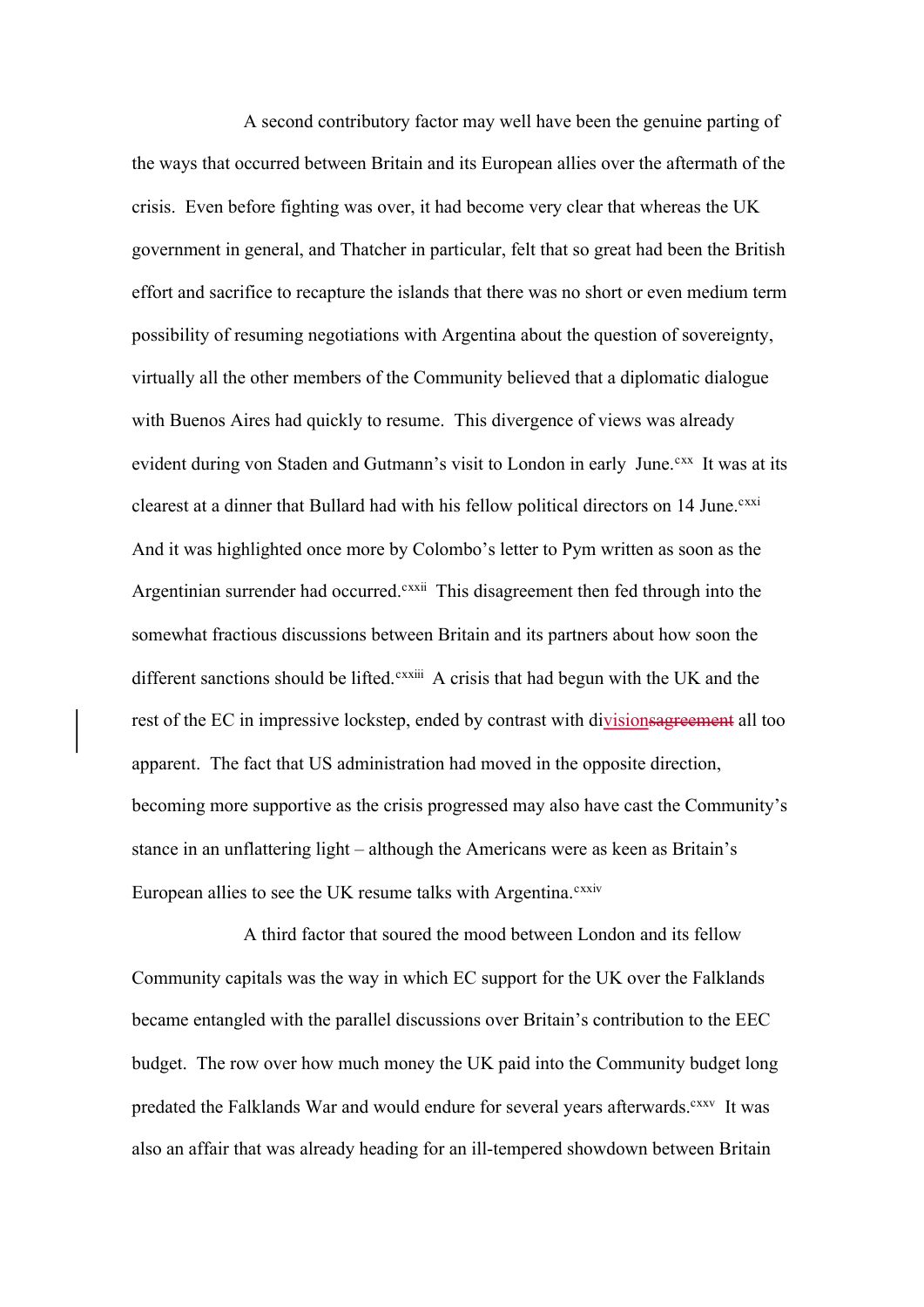A second contributory factor may well have been the genuine parting of the ways that occurred between Britain and its European allies over the aftermath of the crisis. Even before fighting was over, it had become very clear that whereas the UK government in general, and Thatcher in particular, felt that so great had been the British effort and sacrifice to recapture the islands that there was no short or even medium term possibility of resuming negotiations with Argentina about the question of sovereignty, virtually all the other members of the Community believed that a diplomatic dialogue with Buenos Aires had quickly to resume. This divergence of views was already evident during von Staden and Gutmann's visit to London in early June.[cxx] It was at its clearest at a dinner that Bullard had with his fellow political directors on 14 June.[cxxi] And it was highlighted once more by Colombo's letter to Pym written as soon as the Argentinian surrender had occurred.[cxxii] This disagreement then fed through into the somewhat fractious discussions between Britain and its partners about how soon the different sanctions should be lifted.[cxxiii] A crisis that had begun with the UK and the rest of the EC in impressive lockstep, ended by contrast with division all too apparent. The fact that US administration had moved in the opposite direction, becoming more supportive as the crisis progressed may also have cast the Community's stance in an unflattering light – although the Americans were as keen as Britain's European allies to see the UK resume talks with Argentina.[cxxiv]

A third factor that soured the mood between London and its fellow Community capitals was the way in which EC support for the UK over the Falklands became entangled with the parallel discussions over Britain's contribution to the EEC budget. The row over how much money the UK paid into the Community budget long predated the Falklands War and would endure for several years afterwards.[cxxv] It was also an affair that was already heading for an ill-tempered showdown between Britain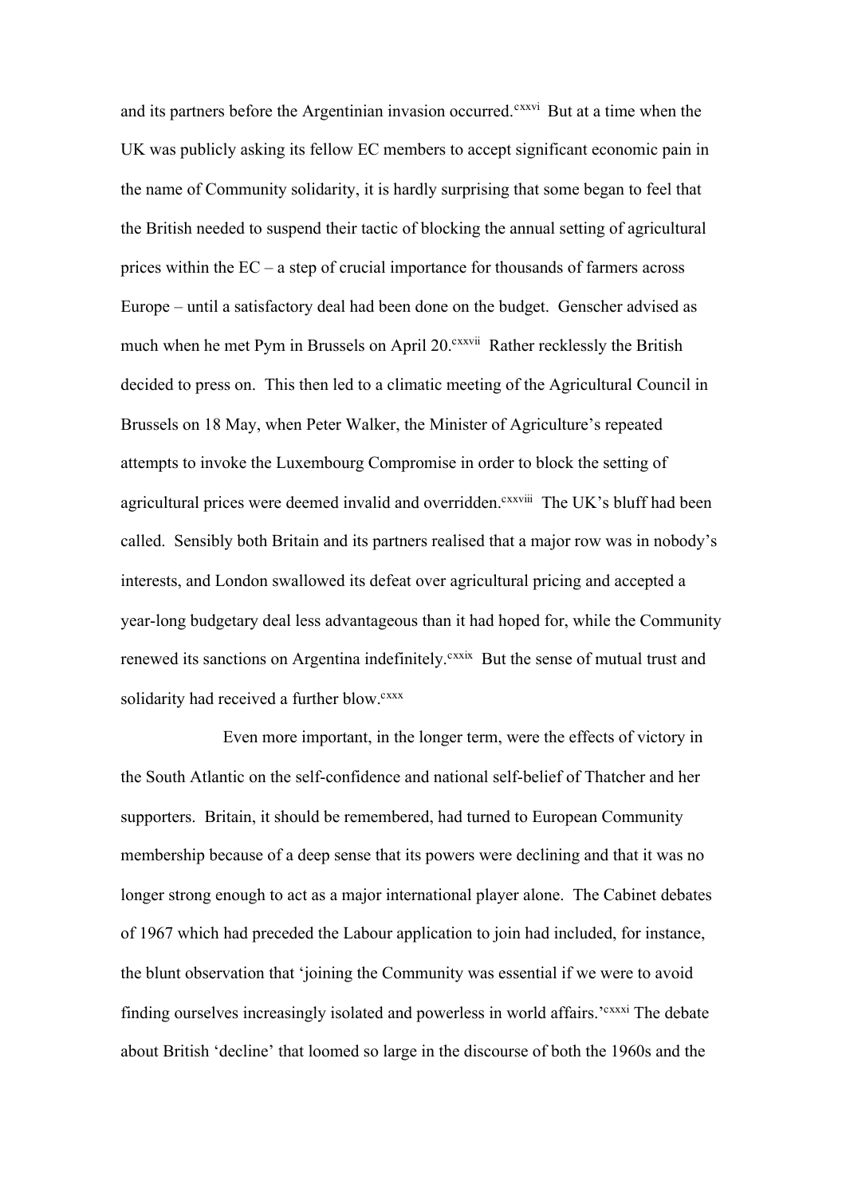and its partners before the Argentinian invasion occurred.[cxxvi] But at a time when the UK was publicly asking its fellow EC members to accept significant economic pain in the name of Community solidarity, it is hardly surprising that some began to feel that the British needed to suspend their tactic of blocking the annual setting of agricultural prices within the EC – a step of crucial importance for thousands of farmers across Europe – until a satisfactory deal had been done on the budget. Genscher advised as much when he met Pym in Brussels on April 20.[cxxvii] Rather recklessly the British decided to press on. This then led to a climatic meeting of the Agricultural Council in Brussels on 18 May, when Peter Walker, the Minister of Agriculture's repeated attempts to invoke the Luxembourg Compromise in order to block the setting of agricultural prices were deemed invalid and overridden.[cxxviii] The UK's bluff had been called. Sensibly both Britain and its partners realised that a major row was in nobody's interests, and London swallowed its defeat over agricultural pricing and accepted a year-long budgetary deal less advantageous than it had hoped for, while the Community renewed its sanctions on Argentina indefinitely.[cxxix] But the sense of mutual trust and solidarity had received a further blow.[cxxx]

Even more important, in the longer term, were the effects of victory in the South Atlantic on the self-confidence and national self-belief of Thatcher and her supporters. Britain, it should be remembered, had turned to European Community membership because of a deep sense that its powers were declining and that it was no longer strong enough to act as a major international player alone. The Cabinet debates of 1967 which had preceded the Labour application to join had included, for instance, the blunt observation that 'joining the Community was essential if we were to avoid finding ourselves increasingly isolated and powerless in world affairs.'[cxxxi] The debate about British 'decline' that loomed so large in the discourse of both the 1960s and the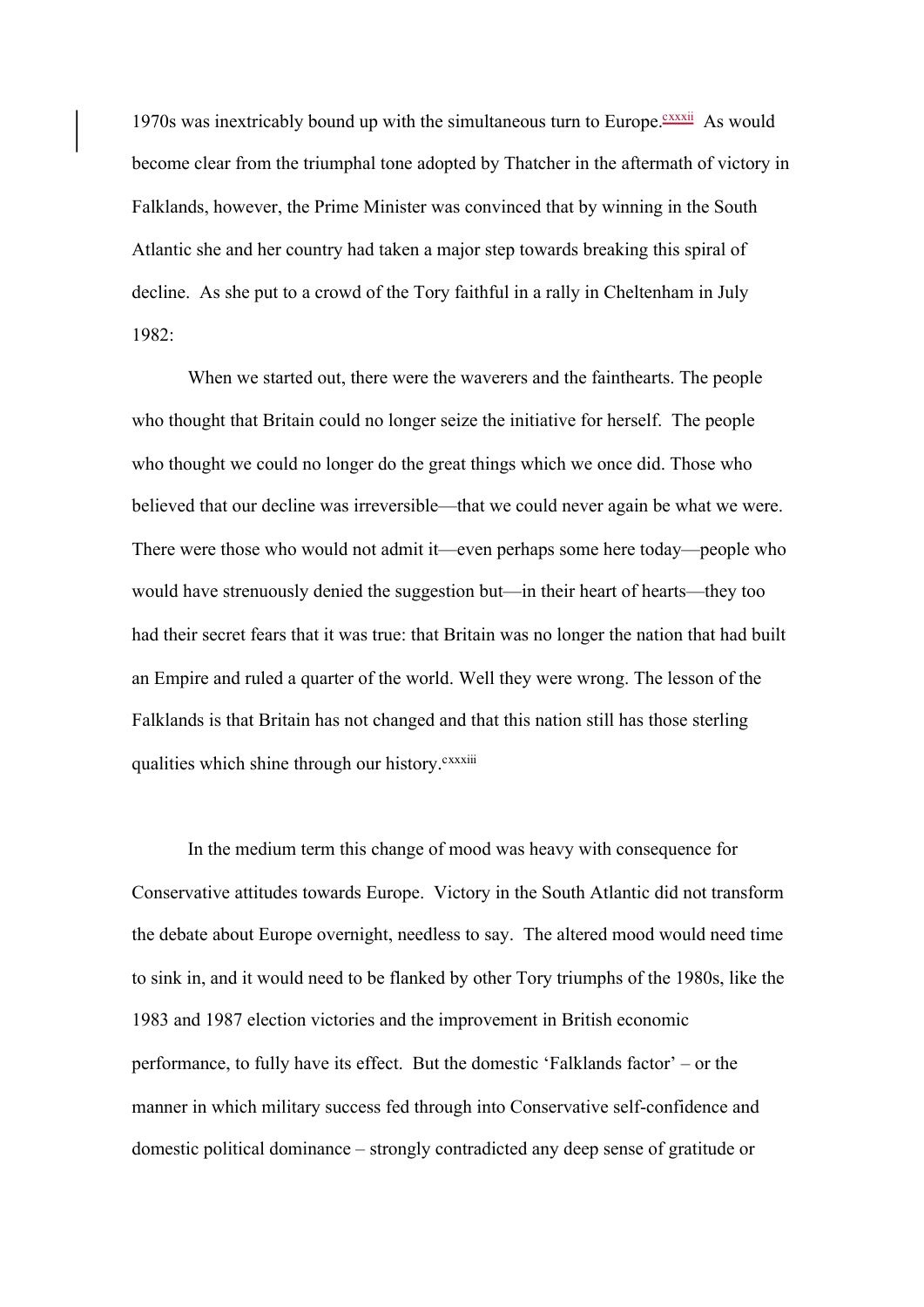1970s was inextricably bound up with the simultaneous turn to Europe.[cxxxii] As would become clear from the triumphal tone adopted by Thatcher in the aftermath of victory in Falklands, however, the Prime Minister was convinced that by winning in the South Atlantic she and her country had taken a major step towards breaking this spiral of decline. As she put to a crowd of the Tory faithful in a rally in Cheltenham in July 1982:

When we started out, there were the waverers and the fainthearts. The people who thought that Britain could no longer seize the initiative for herself. The people who thought we could no longer do the great things which we once did. Those who believed that our decline was irreversible—that we could never again be what we were. There were those who would not admit it—even perhaps some here today—people who would have strenuously denied the suggestion but—in their heart of hearts—they too had their secret fears that it was true: that Britain was no longer the nation that had built an Empire and ruled a quarter of the world. Well they were wrong. The lesson of the Falklands is that Britain has not changed and that this nation still has those sterling qualities which shine through our history.[cxxxiii]

In the medium term this change of mood was heavy with consequence for Conservative attitudes towards Europe. Victory in the South Atlantic did not transform the debate about Europe overnight, needless to say. The altered mood would need time to sink in, and it would need to be flanked by other Tory triumphs of the 1980s, like the 1983 and 1987 election victories and the improvement in British economic performance, to fully have its effect. But the domestic 'Falklands factor' – or the manner in which military success fed through into Conservative self-confidence and domestic political dominance – strongly contradicted any deep sense of gratitude or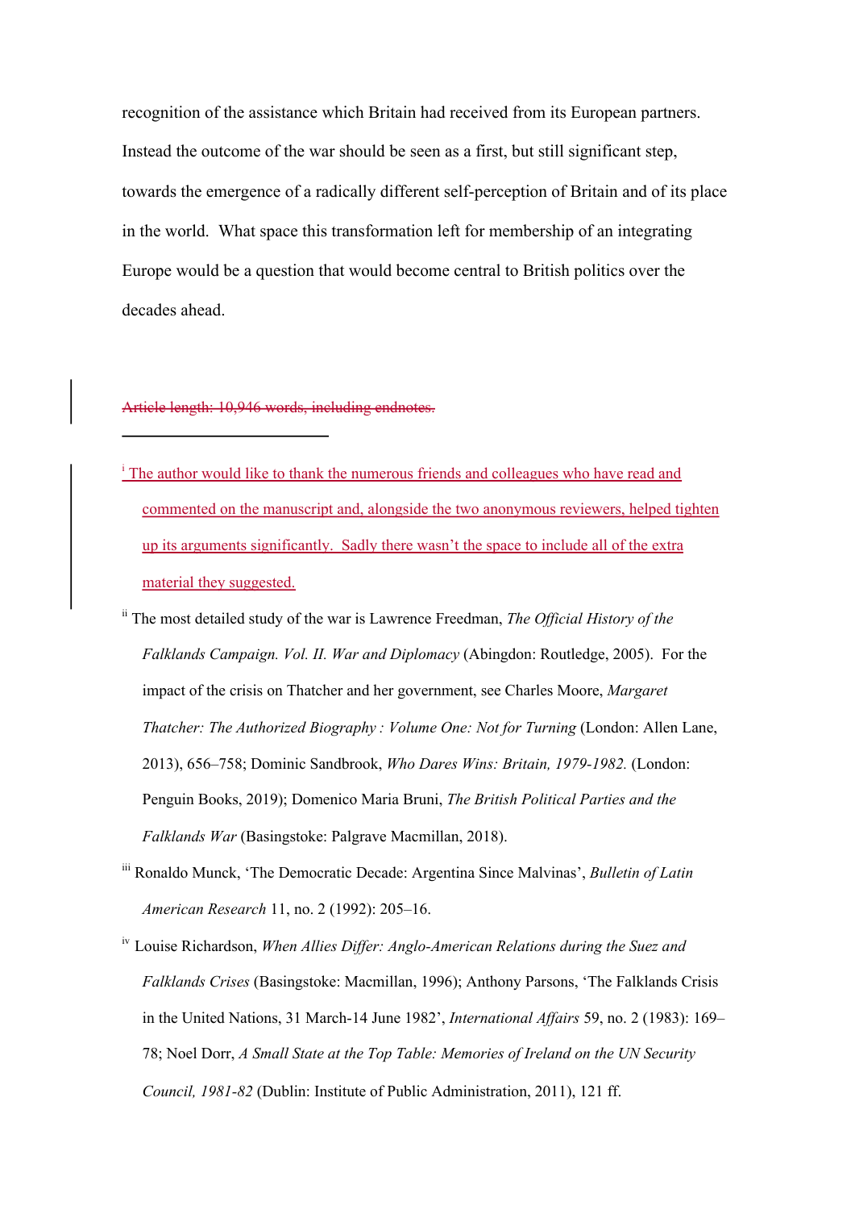recognition of the assistance which Britain had received from its European partners. Instead the outcome of the war should be seen as a first, but still significant step, towards the emergence of a radically different self-perception of Britain and of its place in the world. What space this transformation left for membership of an integrating Europe would be a question that would become central to British politics over the decades ahead.

~~Article length: 10,946 words, including endnotes.~~

---

[i] The author would like to thank the numerous friends and colleagues who have read and commented on the manuscript and, alongside the two anonymous reviewers, helped tighten up its arguments significantly. Sadly there wasn't the space to include all of the extra material they suggested.

[ii] The most detailed study of the war is Lawrence Freedman, *The Official History of the Falklands Campaign. Vol. II. War and Diplomacy* (Abingdon: Routledge, 2005). For the impact of the crisis on Thatcher and her government, see Charles Moore, *Margaret Thatcher: The Authorized Biography : Volume One: Not for Turning* (London: Allen Lane, 2013), 656–758; Dominic Sandbrook, *Who Dares Wins: Britain, 1979-1982.* (London: Penguin Books, 2019); Domenico Maria Bruni, *The British Political Parties and the Falklands War* (Basingstoke: Palgrave Macmillan, 2018).

[iii] Ronaldo Munck, 'The Democratic Decade: Argentina Since Malvinas', *Bulletin of Latin American Research* 11, no. 2 (1992): 205–16.

[iv] Louise Richardson, *When Allies Differ: Anglo-American Relations during the Suez and Falklands Crises* (Basingstoke: Macmillan, 1996); Anthony Parsons, 'The Falklands Crisis in the United Nations, 31 March-14 June 1982', *International Affairs* 59, no. 2 (1983): 169–78; Noel Dorr, *A Small State at the Top Table: Memories of Ireland on the UN Security Council, 1981-82* (Dublin: Institute of Public Administration, 2011), 121 ff.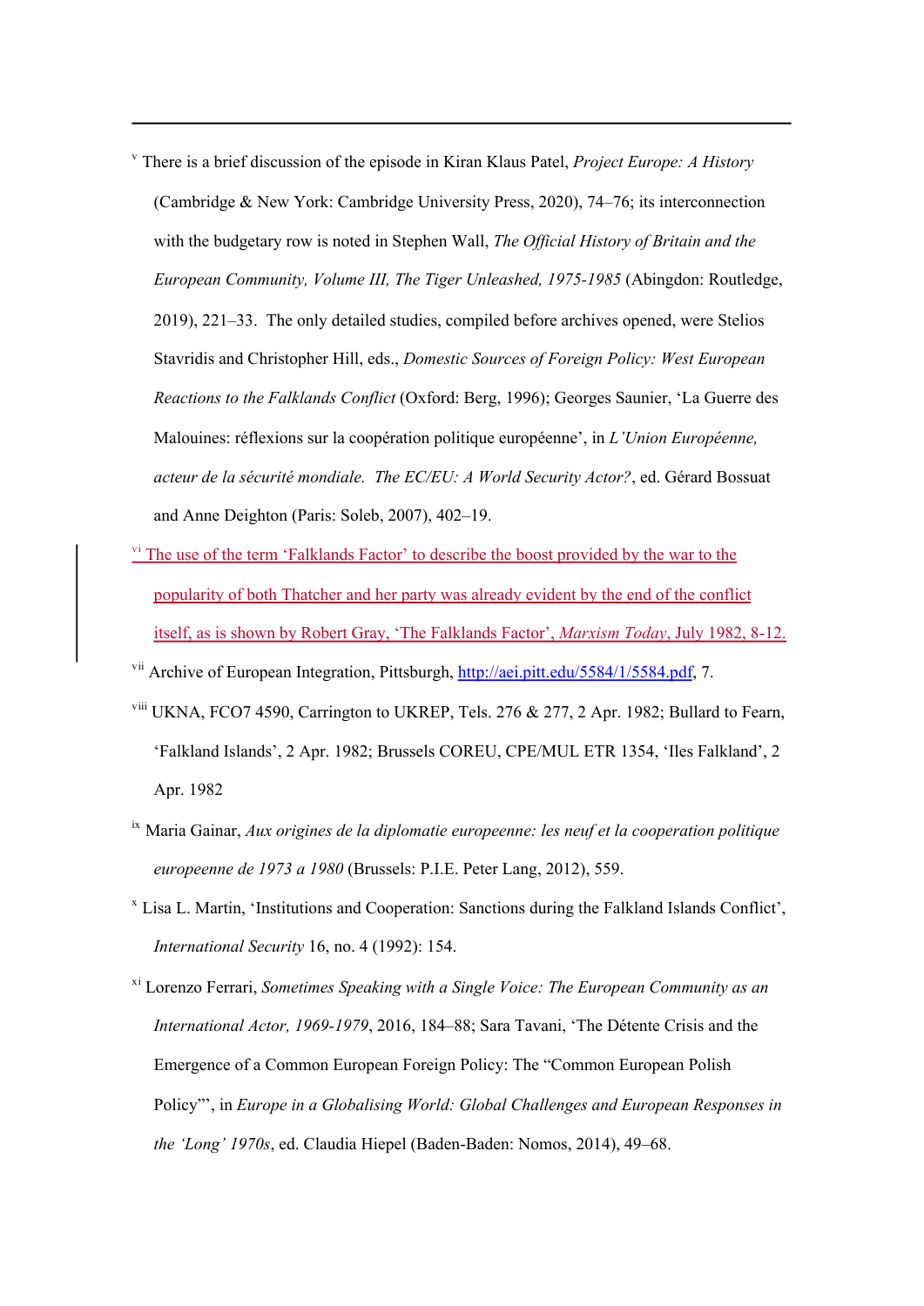[v] There is a brief discussion of the episode in Kiran Klaus Patel, *Project Europe: A History* (Cambridge & New York: Cambridge University Press, 2020), 74–76; its interconnection with the budgetary row is noted in Stephen Wall, *The Official History of Britain and the European Community, Volume III, The Tiger Unleashed, 1975-1985* (Abingdon: Routledge, 2019), 221–33. The only detailed studies, compiled before archives opened, were Stelios Stavridis and Christopher Hill, eds., *Domestic Sources of Foreign Policy: West European Reactions to the Falklands Conflict* (Oxford: Berg, 1996); Georges Saunier, 'La Guerre des Malouines: réflexions sur la coopération politique européenne', in *L'Union Européenne, acteur de la sécurité mondiale. The EC/EU: A World Security Actor?*, ed. Gérard Bossuat and Anne Deighton (Paris: Soleb, 2007), 402–19.

[vi] The use of the term 'Falklands Factor' to describe the boost provided by the war to the popularity of both Thatcher and her party was already evident by the end of the conflict itself, as is shown by Robert Gray, 'The Falklands Factor', *Marxism Today*, July 1982, 8-12.

[vii] Archive of European Integration, Pittsburgh, http://aei.pitt.edu/5584/1/5584.pdf, 7.

[viii] UKNA, FCO7 4590, Carrington to UKREP, Tels. 276 & 277, 2 Apr. 1982; Bullard to Fearn, 'Falkland Islands', 2 Apr. 1982; Brussels COREU, CPE/MUL ETR 1354, 'Iles Falkland', 2 Apr. 1982

[ix] Maria Gainar, *Aux origines de la diplomatie europeenne: les neuf et la cooperation politique europeenne de 1973 a 1980* (Brussels: P.I.E. Peter Lang, 2012), 559.

[x] Lisa L. Martin, 'Institutions and Cooperation: Sanctions during the Falkland Islands Conflict', *International Security* 16, no. 4 (1992): 154.

[xi] Lorenzo Ferrari, *Sometimes Speaking with a Single Voice: The European Community as an International Actor, 1969-1979*, 2016, 184–88; Sara Tavani, 'The Détente Crisis and the Emergence of a Common European Foreign Policy: The "Common European Polish Policy"', in *Europe in a Globalising World: Global Challenges and European Responses in the 'Long' 1970s*, ed. Claudia Hiepel (Baden-Baden: Nomos, 2014), 49–68.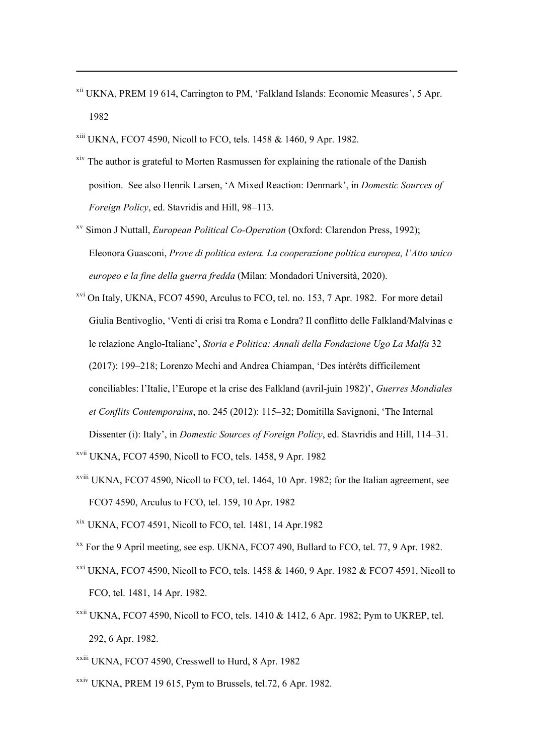[xii] UKNA, PREM 19 614, Carrington to PM, 'Falkland Islands: Economic Measures', 5 Apr. 1982

[xiii] UKNA, FCO7 4590, Nicoll to FCO, tels. 1458 & 1460, 9 Apr. 1982.

[xiv] The author is grateful to Morten Rasmussen for explaining the rationale of the Danish position. See also Henrik Larsen, 'A Mixed Reaction: Denmark', in *Domestic Sources of Foreign Policy*, ed. Stavridis and Hill, 98–113.

[xv] Simon J Nuttall, *European Political Co-Operation* (Oxford: Clarendon Press, 1992); Eleonora Guasconi, *Prove di politica estera. La cooperazione politica europea, l'Atto unico europeo e la fine della guerra fredda* (Milan: Mondadori Università, 2020).

[xvi] On Italy, UKNA, FCO7 4590, Arculus to FCO, tel. no. 153, 7 Apr. 1982. For more detail Giulia Bentivoglio, 'Venti di crisi tra Roma e Londra? Il conflitto delle Falkland/Malvinas e le relazione Anglo-Italiane', *Storia e Politica: Annali della Fondazione Ugo La Malfa* 32 (2017): 199–218; Lorenzo Mechi and Andrea Chiampan, 'Des intérêts difficilement conciliables: l'Italie, l'Europe et la crise des Falkland (avril-juin 1982)', *Guerres Mondiales et Conflits Contemporains*, no. 245 (2012): 115–32; Domitilla Savignoni, 'The Internal Dissenter (i): Italy', in *Domestic Sources of Foreign Policy*, ed. Stavridis and Hill, 114–31.

[xvii] UKNA, FCO7 4590, Nicoll to FCO, tels. 1458, 9 Apr. 1982

[xviii] UKNA, FCO7 4590, Nicoll to FCO, tel. 1464, 10 Apr. 1982; for the Italian agreement, see FCO7 4590, Arculus to FCO, tel. 159, 10 Apr. 1982

[xix] UKNA, FCO7 4591, Nicoll to FCO, tel. 1481, 14 Apr.1982

[xx] For the 9 April meeting, see esp. UKNA, FCO7 490, Bullard to FCO, tel. 77, 9 Apr. 1982.

[xxi] UKNA, FCO7 4590, Nicoll to FCO, tels. 1458 & 1460, 9 Apr. 1982 & FCO7 4591, Nicoll to FCO, tel. 1481, 14 Apr. 1982.

[xxii] UKNA, FCO7 4590, Nicoll to FCO, tels. 1410 & 1412, 6 Apr. 1982; Pym to UKREP, tel. 292, 6 Apr. 1982.

[xxiii] UKNA, FCO7 4590, Cresswell to Hurd, 8 Apr. 1982

[xxiv] UKNA, PREM 19 615, Pym to Brussels, tel.72, 6 Apr. 1982.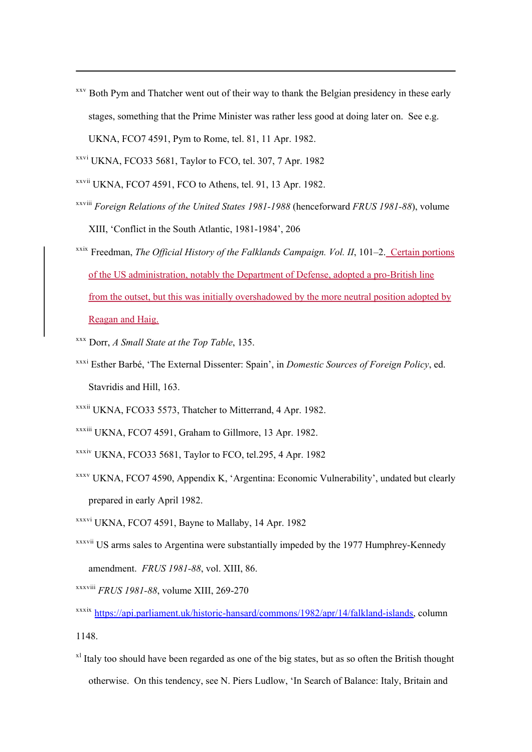[xxv] Both Pym and Thatcher went out of their way to thank the Belgian presidency in these early stages, something that the Prime Minister was rather less good at doing later on. See e.g. UKNA, FCO7 4591, Pym to Rome, tel. 81, 11 Apr. 1982.

[xxvi] UKNA, FCO33 5681, Taylor to FCO, tel. 307, 7 Apr. 1982

[xxvii] UKNA, FCO7 4591, FCO to Athens, tel. 91, 13 Apr. 1982.

[xxviii] *Foreign Relations of the United States 1981-1988* (henceforward *FRUS 1981-88*), volume XIII, 'Conflict in the South Atlantic, 1981-1984', 206

[xxix] Freedman, *The Official History of the Falklands Campaign. Vol. II*, 101–2. Certain portions of the US administration, notably the Department of Defense, adopted a pro-British line from the outset, but this was initially overshadowed by the more neutral position adopted by Reagan and Haig.

[xxx] Dorr, *A Small State at the Top Table*, 135.

[xxxi] Esther Barbé, 'The External Dissenter: Spain', in *Domestic Sources of Foreign Policy*, ed. Stavridis and Hill, 163.

[xxxii] UKNA, FCO33 5573, Thatcher to Mitterrand, 4 Apr. 1982.

[xxxiii] UKNA, FCO7 4591, Graham to Gillmore, 13 Apr. 1982.

[xxxiv] UKNA, FCO33 5681, Taylor to FCO, tel.295, 4 Apr. 1982

[xxxv] UKNA, FCO7 4590, Appendix K, 'Argentina: Economic Vulnerability', undated but clearly prepared in early April 1982.

[xxxvi] UKNA, FCO7 4591, Bayne to Mallaby, 14 Apr. 1982

[xxxvii] US arms sales to Argentina were substantially impeded by the 1977 Humphrey-Kennedy amendment. *FRUS 1981-88*, vol. XIII, 86.

[xxxviii] *FRUS 1981-88*, volume XIII, 269-270

[xxxix] https://api.parliament.uk/historic-hansard/commons/1982/apr/14/falkland-islands, column 1148.

[xl] Italy too should have been regarded as one of the big states, but as so often the British thought otherwise. On this tendency, see N. Piers Ludlow, 'In Search of Balance: Italy, Britain and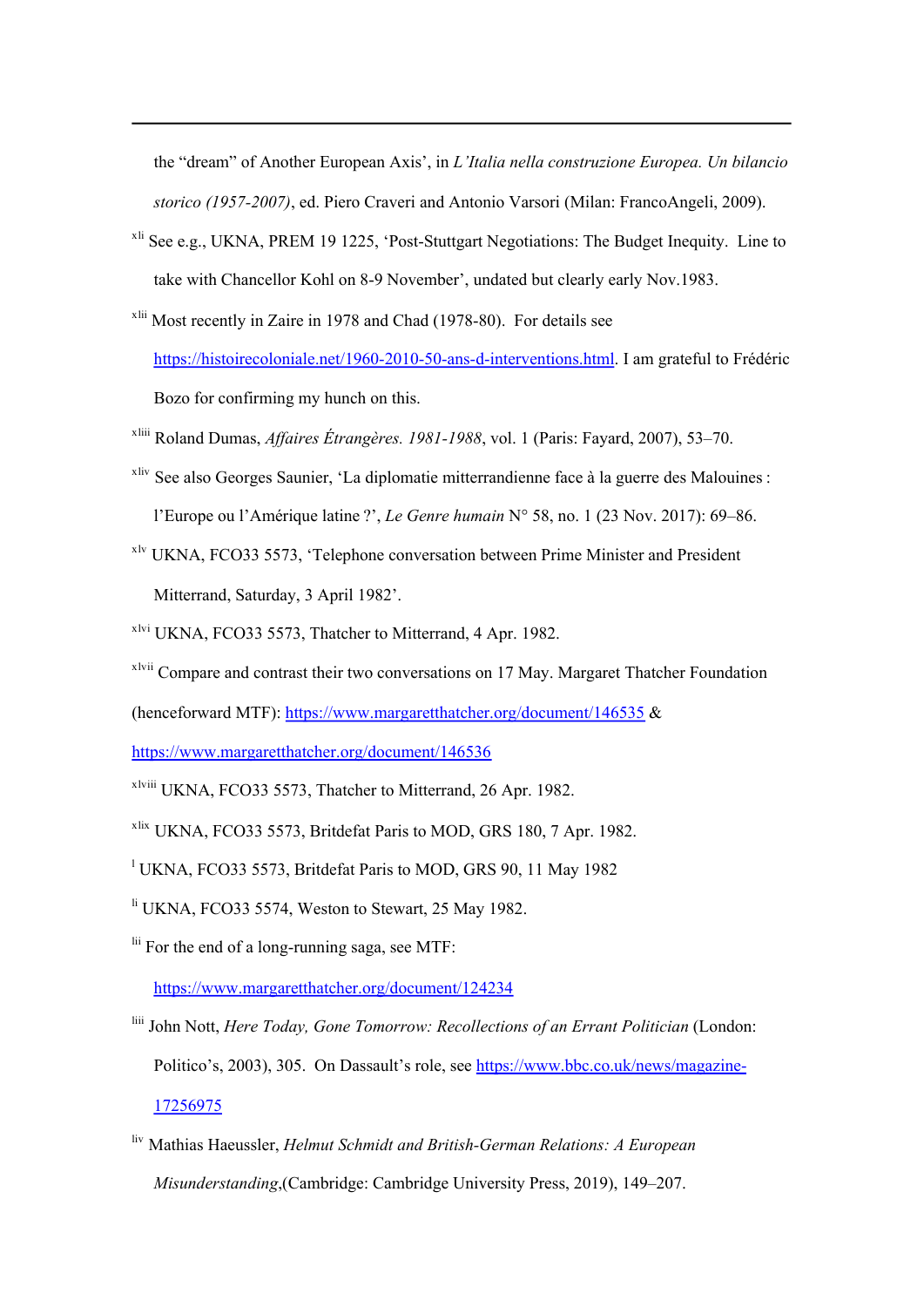the "dream" of Another European Axis', in *L'Italia nella construzione Europea. Un bilancio storico (1957-2007)*, ed. Piero Craveri and Antonio Varsori (Milan: FrancoAngeli, 2009).

[xli] See e.g., UKNA, PREM 19 1225, 'Post-Stuttgart Negotiations: The Budget Inequity. Line to take with Chancellor Kohl on 8-9 November', undated but clearly early Nov.1983.

[xlii] Most recently in Zaire in 1978 and Chad (1978-80). For details see https://histoirecoloniale.net/1960-2010-50-ans-d-interventions.html. I am grateful to Frédéric Bozo for confirming my hunch on this.

[xliii] Roland Dumas, *Affaires Étrangères. 1981-1988*, vol. 1 (Paris: Fayard, 2007), 53–70.

[xliv] See also Georges Saunier, 'La diplomatie mitterrandienne face à la guerre des Malouines : l'Europe ou l'Amérique latine ?', *Le Genre humain* N° 58, no. 1 (23 Nov. 2017): 69–86.

[xlv] UKNA, FCO33 5573, 'Telephone conversation between Prime Minister and President Mitterrand, Saturday, 3 April 1982'.

[xlvi] UKNA, FCO33 5573, Thatcher to Mitterrand, 4 Apr. 1982.

[xlvii] Compare and contrast their two conversations on 17 May. Margaret Thatcher Foundation (henceforward MTF): https://www.margaretthatcher.org/document/146535 & https://www.margaretthatcher.org/document/146536

[xlviii] UKNA, FCO33 5573, Thatcher to Mitterrand, 26 Apr. 1982.

[xlix] UKNA, FCO33 5573, Britdefat Paris to MOD, GRS 180, 7 Apr. 1982.

[l] UKNA, FCO33 5573, Britdefat Paris to MOD, GRS 90, 11 May 1982

[li] UKNA, FCO33 5574, Weston to Stewart, 25 May 1982.

[lii] For the end of a long-running saga, see MTF: https://www.margaretthatcher.org/document/124234

[liii] John Nott, *Here Today, Gone Tomorrow: Recollections of an Errant Politician* (London: Politico's, 2003), 305. On Dassault's role, see https://www.bbc.co.uk/news/magazine-17256975

[liv] Mathias Haeussler, *Helmut Schmidt and British-German Relations: A European Misunderstanding*,(Cambridge: Cambridge University Press, 2019), 149–207.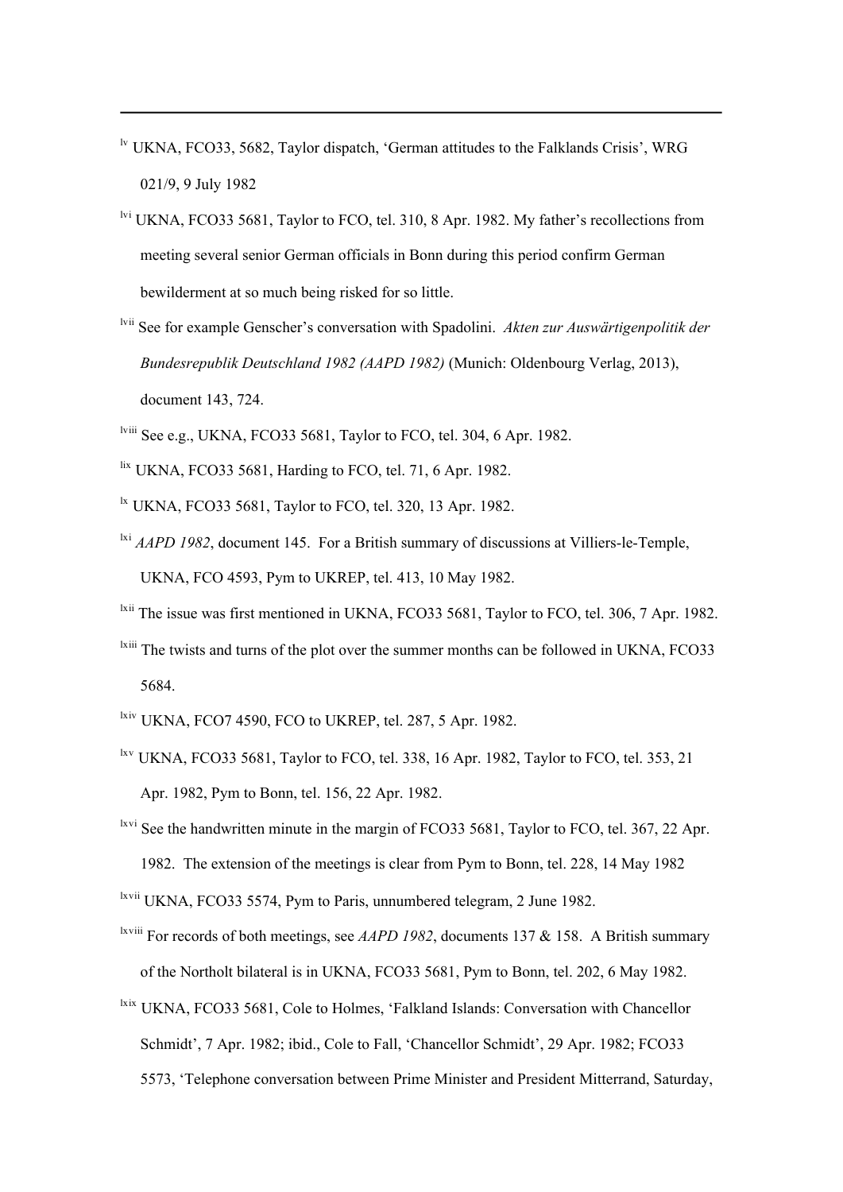[lv] UKNA, FCO33, 5682, Taylor dispatch, 'German attitudes to the Falklands Crisis', WRG 021/9, 9 July 1982

[lvi] UKNA, FCO33 5681, Taylor to FCO, tel. 310, 8 Apr. 1982. My father's recollections from meeting several senior German officials in Bonn during this period confirm German bewilderment at so much being risked for so little.

[lvii] See for example Genscher's conversation with Spadolini. *Akten zur Auswärtigenpolitik der Bundesrepublik Deutschland 1982 (AAPD 1982)* (Munich: Oldenbourg Verlag, 2013), document 143, 724.

[lviii] See e.g., UKNA, FCO33 5681, Taylor to FCO, tel. 304, 6 Apr. 1982.

[lix] UKNA, FCO33 5681, Harding to FCO, tel. 71, 6 Apr. 1982.

[lx] UKNA, FCO33 5681, Taylor to FCO, tel. 320, 13 Apr. 1982.

[lxi] *AAPD 1982*, document 145. For a British summary of discussions at Villiers-le-Temple, UKNA, FCO 4593, Pym to UKREP, tel. 413, 10 May 1982.

[lxii] The issue was first mentioned in UKNA, FCO33 5681, Taylor to FCO, tel. 306, 7 Apr. 1982.

[lxiii] The twists and turns of the plot over the summer months can be followed in UKNA, FCO33 5684.

[lxiv] UKNA, FCO7 4590, FCO to UKREP, tel. 287, 5 Apr. 1982.

[lxv] UKNA, FCO33 5681, Taylor to FCO, tel. 338, 16 Apr. 1982, Taylor to FCO, tel. 353, 21 Apr. 1982, Pym to Bonn, tel. 156, 22 Apr. 1982.

[lxvi] See the handwritten minute in the margin of FCO33 5681, Taylor to FCO, tel. 367, 22 Apr. 1982. The extension of the meetings is clear from Pym to Bonn, tel. 228, 14 May 1982

[lxvii] UKNA, FCO33 5574, Pym to Paris, unnumbered telegram, 2 June 1982.

[lxviii] For records of both meetings, see *AAPD 1982*, documents 137 & 158. A British summary of the Northolt bilateral is in UKNA, FCO33 5681, Pym to Bonn, tel. 202, 6 May 1982.

[lxix] UKNA, FCO33 5681, Cole to Holmes, 'Falkland Islands: Conversation with Chancellor Schmidt', 7 Apr. 1982; ibid., Cole to Fall, 'Chancellor Schmidt', 29 Apr. 1982; FCO33 5573, 'Telephone conversation between Prime Minister and President Mitterrand, Saturday,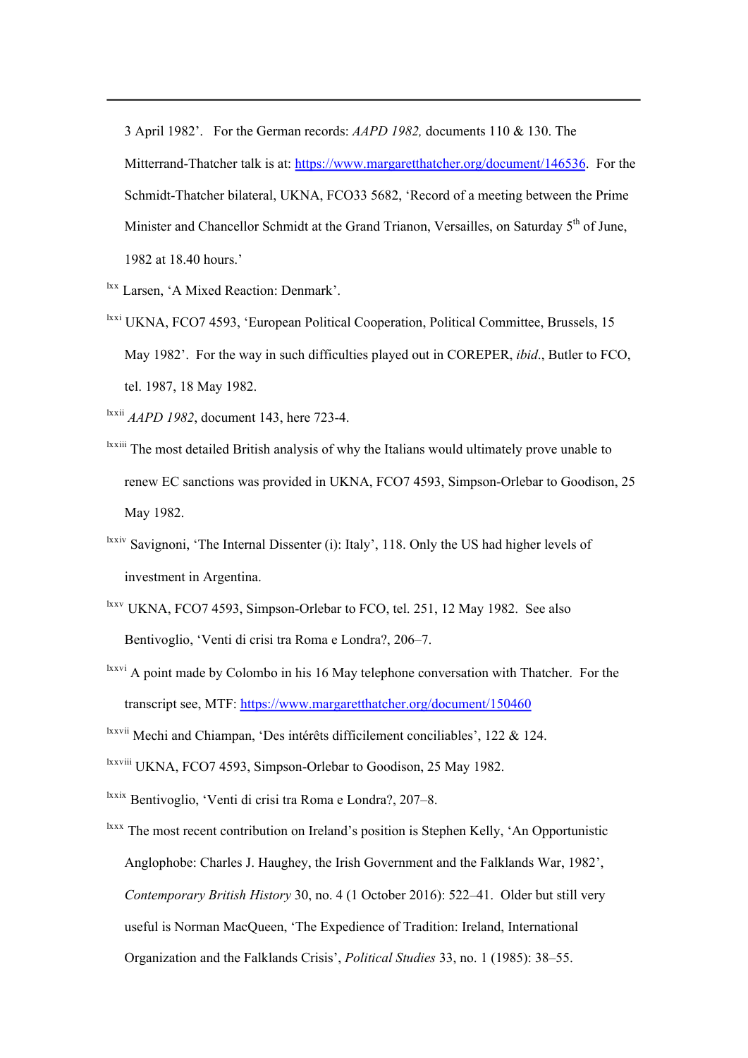3 April 1982'. For the German records: *AAPD 1982,* documents 110 & 130. The Mitterrand-Thatcher talk is at: https://www.margaretthatcher.org/document/146536. For the Schmidt-Thatcher bilateral, UKNA, FCO33 5682, 'Record of a meeting between the Prime Minister and Chancellor Schmidt at the Grand Trianon, Versailles, on Saturday 5th of June, 1982 at 18.40 hours.'

[lxx] Larsen, 'A Mixed Reaction: Denmark'.

[lxxi] UKNA, FCO7 4593, 'European Political Cooperation, Political Committee, Brussels, 15 May 1982'. For the way in such difficulties played out in COREPER, *ibid*., Butler to FCO, tel. 1987, 18 May 1982.

[lxxii] *AAPD 1982*, document 143, here 723-4.

[lxxiii] The most detailed British analysis of why the Italians would ultimately prove unable to renew EC sanctions was provided in UKNA, FCO7 4593, Simpson-Orlebar to Goodison, 25 May 1982.

[lxxiv] Savignoni, 'The Internal Dissenter (i): Italy', 118. Only the US had higher levels of investment in Argentina.

[lxxv] UKNA, FCO7 4593, Simpson-Orlebar to FCO, tel. 251, 12 May 1982. See also Bentivoglio, 'Venti di crisi tra Roma e Londra?, 206–7.

[lxxvi] A point made by Colombo in his 16 May telephone conversation with Thatcher. For the transcript see, MTF: https://www.margaretthatcher.org/document/150460

[lxxvii] Mechi and Chiampan, 'Des intérêts difficilement conciliables', 122 & 124.

[lxxviii] UKNA, FCO7 4593, Simpson-Orlebar to Goodison, 25 May 1982.

[lxxix] Bentivoglio, 'Venti di crisi tra Roma e Londra?, 207–8.

[lxxx] The most recent contribution on Ireland's position is Stephen Kelly, 'An Opportunistic Anglophobe: Charles J. Haughey, the Irish Government and the Falklands War, 1982', *Contemporary British History* 30, no. 4 (1 October 2016): 522–41. Older but still very useful is Norman MacQueen, 'The Expedience of Tradition: Ireland, International Organization and the Falklands Crisis', *Political Studies* 33, no. 1 (1985): 38–55.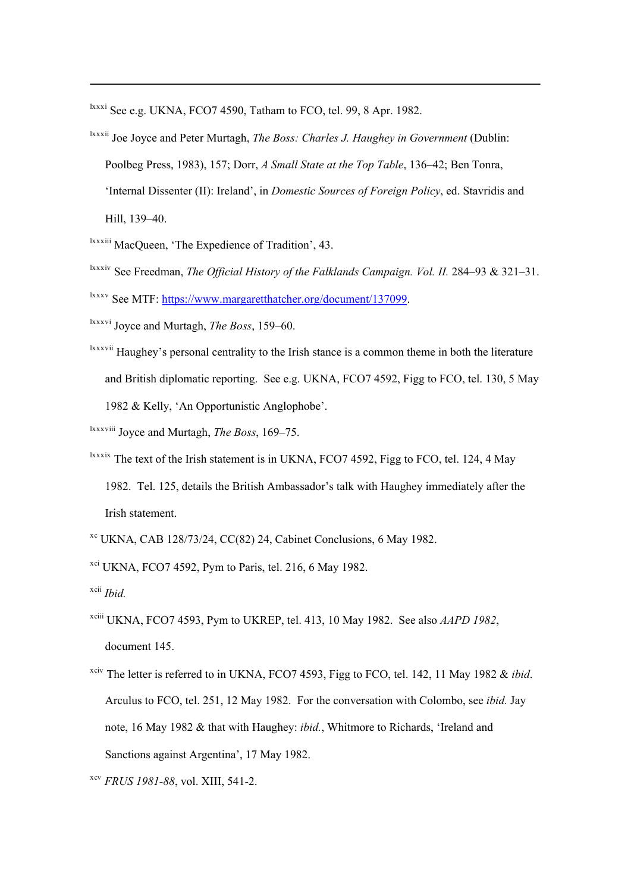---

[lxxxi] See e.g. UKNA, FCO7 4590, Tatham to FCO, tel. 99, 8 Apr. 1982.

[lxxxii] Joe Joyce and Peter Murtagh, *The Boss: Charles J. Haughey in Government* (Dublin: Poolbeg Press, 1983), 157; Dorr, *A Small State at the Top Table*, 136–42; Ben Tonra, 'Internal Dissenter (II): Ireland', in *Domestic Sources of Foreign Policy*, ed. Stavridis and Hill, 139–40.

[lxxxiii] MacQueen, 'The Expedience of Tradition', 43.

[lxxxiv] See Freedman, *The Official History of the Falklands Campaign. Vol. II.* 284–93 & 321–31.

[lxxxv] See MTF: [https://www.margaretthatcher.org/document/137099](https://www.margaretthatcher.org/document/137099).

[lxxxvi] Joyce and Murtagh, *The Boss*, 159–60.

[lxxxvii] Haughey's personal centrality to the Irish stance is a common theme in both the literature and British diplomatic reporting. See e.g. UKNA, FCO7 4592, Figg to FCO, tel. 130, 5 May 1982 & Kelly, 'An Opportunistic Anglophobe'.

[lxxxviii] Joyce and Murtagh, *The Boss*, 169–75.

[lxxxix] The text of the Irish statement is in UKNA, FCO7 4592, Figg to FCO, tel. 124, 4 May 1982. Tel. 125, details the British Ambassador's talk with Haughey immediately after the Irish statement.

[xc] UKNA, CAB 128/73/24, CC(82) 24, Cabinet Conclusions, 6 May 1982.

[xci] UKNA, FCO7 4592, Pym to Paris, tel. 216, 6 May 1982.

[xcii] *Ibid.*

[xciii] UKNA, FCO7 4593, Pym to UKREP, tel. 413, 10 May 1982. See also *AAPD 1982*, document 145.

[xciv] The letter is referred to in UKNA, FCO7 4593, Figg to FCO, tel. 142, 11 May 1982 & *ibid*. Arculus to FCO, tel. 251, 12 May 1982. For the conversation with Colombo, see *ibid.* Jay note, 16 May 1982 & that with Haughey: *ibid.*, Whitmore to Richards, 'Ireland and Sanctions against Argentina', 17 May 1982.

[xcv] *FRUS 1981-88*, vol. XIII, 541-2.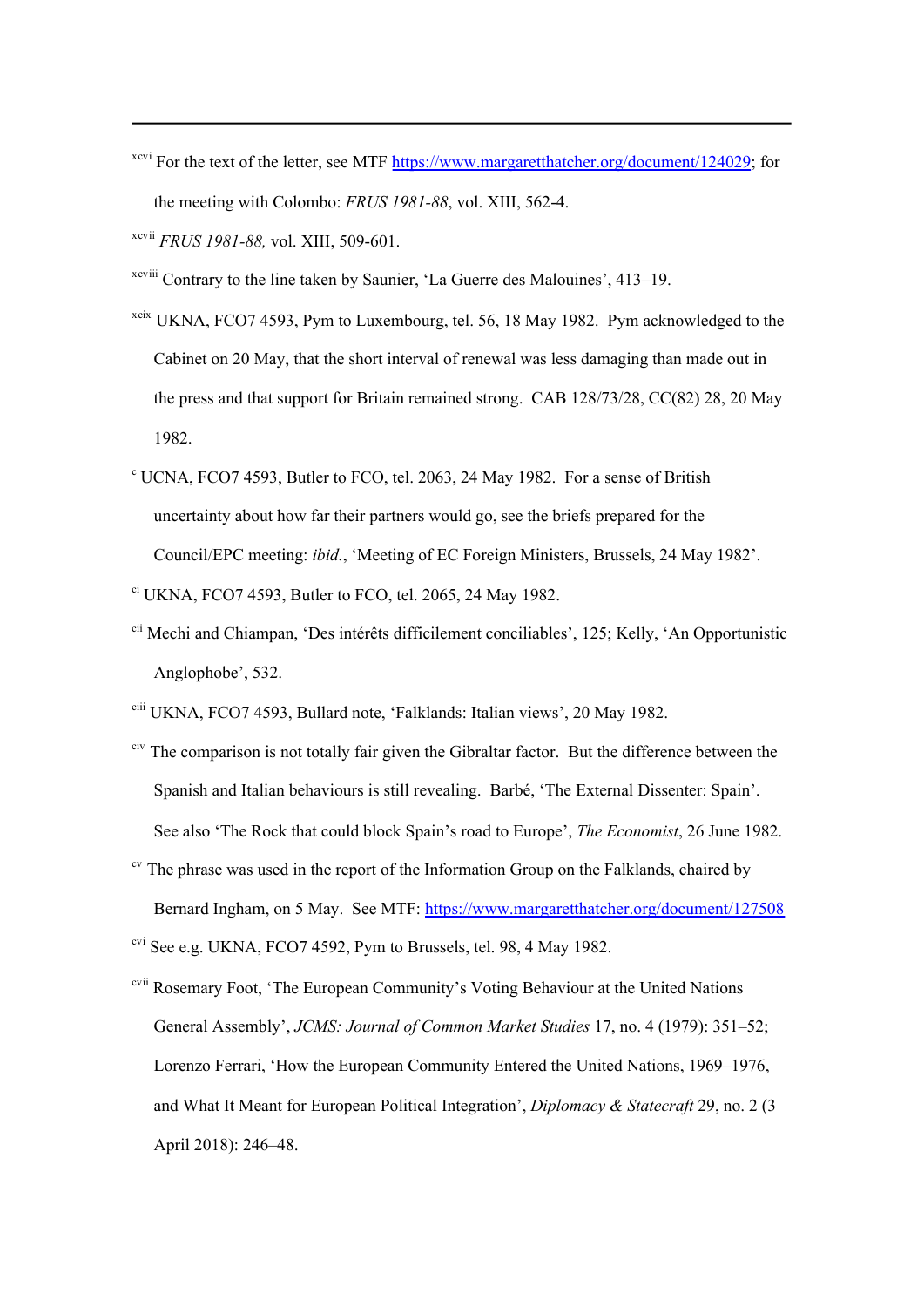[xcvi] For the text of the letter, see MTF https://www.margaretthatcher.org/document/124029; for the meeting with Colombo: *FRUS 1981-88*, vol. XIII, 562-4.

[xcvii] *FRUS 1981-88,* vol. XIII, 509-601.

[xcviii] Contrary to the line taken by Saunier, 'La Guerre des Malouines', 413–19.

[xcix] UKNA, FCO7 4593, Pym to Luxembourg, tel. 56, 18 May 1982. Pym acknowledged to the Cabinet on 20 May, that the short interval of renewal was less damaging than made out in the press and that support for Britain remained strong. CAB 128/73/28, CC(82) 28, 20 May 1982.

[c] UCNA, FCO7 4593, Butler to FCO, tel. 2063, 24 May 1982. For a sense of British uncertainty about how far their partners would go, see the briefs prepared for the Council/EPC meeting: *ibid.*, 'Meeting of EC Foreign Ministers, Brussels, 24 May 1982'.

[ci] UKNA, FCO7 4593, Butler to FCO, tel. 2065, 24 May 1982.

[cii] Mechi and Chiampan, 'Des intérêts difficilement conciliables', 125; Kelly, 'An Opportunistic Anglophobe', 532.

[ciii] UKNA, FCO7 4593, Bullard note, 'Falklands: Italian views', 20 May 1982.

[civ] The comparison is not totally fair given the Gibraltar factor. But the difference between the Spanish and Italian behaviours is still revealing. Barbé, 'The External Dissenter: Spain'. See also 'The Rock that could block Spain's road to Europe', *The Economist*, 26 June 1982.

[cv] The phrase was used in the report of the Information Group on the Falklands, chaired by Bernard Ingham, on 5 May. See MTF: https://www.margaretthatcher.org/document/127508

[cvi] See e.g. UKNA, FCO7 4592, Pym to Brussels, tel. 98, 4 May 1982.

[cvii] Rosemary Foot, 'The European Community's Voting Behaviour at the United Nations General Assembly', *JCMS: Journal of Common Market Studies* 17, no. 4 (1979): 351–52; Lorenzo Ferrari, 'How the European Community Entered the United Nations, 1969–1976, and What It Meant for European Political Integration', *Diplomacy & Statecraft* 29, no. 2 (3 April 2018): 246–48.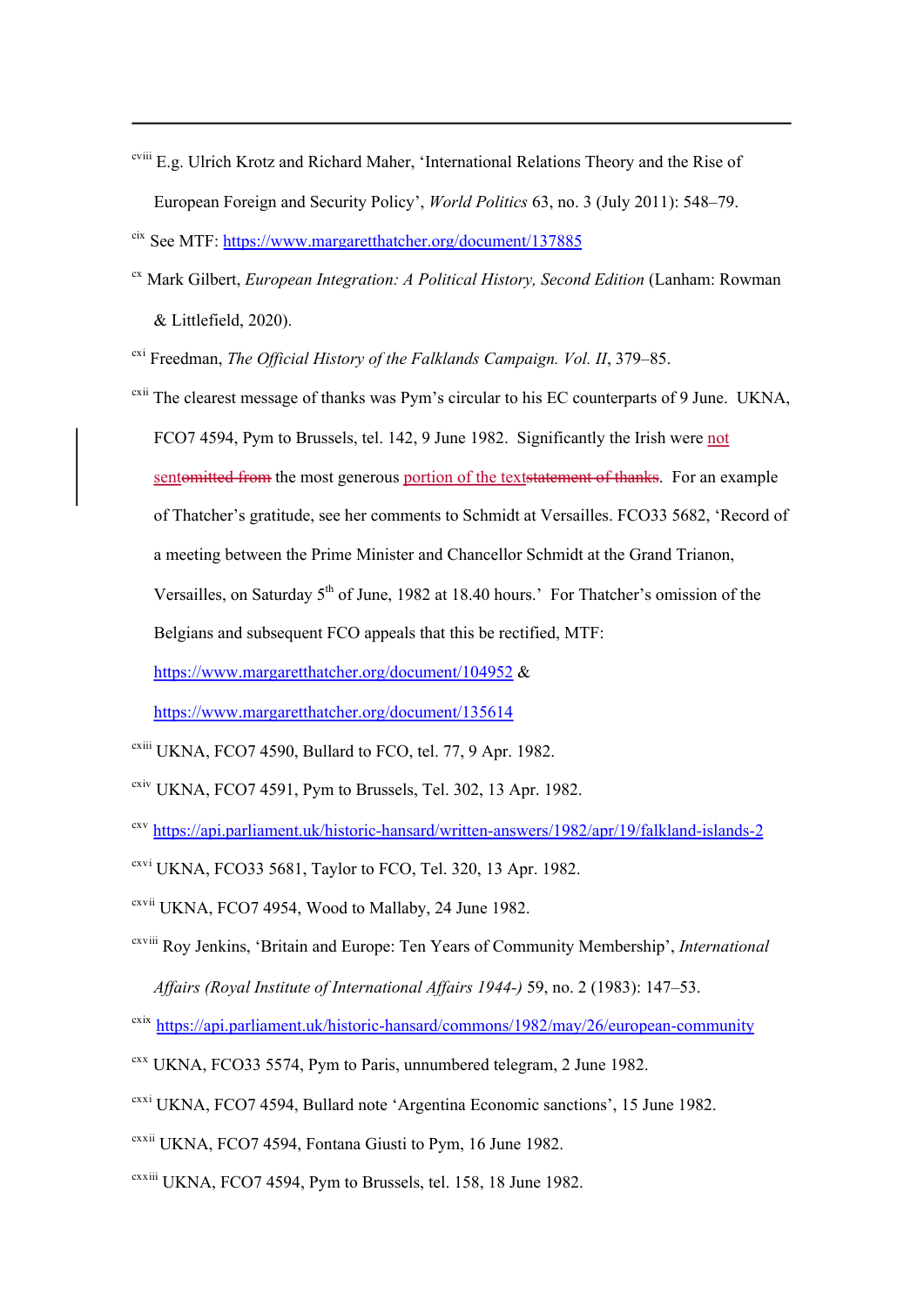[cviii] E.g. Ulrich Krotz and Richard Maher, 'International Relations Theory and the Rise of European Foreign and Security Policy', *World Politics* 63, no. 3 (July 2011): 548–79.

[cix] See MTF: https://www.margaretthatcher.org/document/137885

[cx] Mark Gilbert, *European Integration: A Political History, Second Edition* (Lanham: Rowman & Littlefield, 2020).

[cxi] Freedman, *The Official History of the Falklands Campaign. Vol. II*, 379–85.

[cxii] The clearest message of thanks was Pym's circular to his EC counterparts of 9 June. UKNA, FCO7 4594, Pym to Brussels, tel. 142, 9 June 1982. Significantly the Irish were not sent~~omitted from~~ the most generous portion of the text~~statement of thanks~~. For an example of Thatcher's gratitude, see her comments to Schmidt at Versailles. FCO33 5682, 'Record of a meeting between the Prime Minister and Chancellor Schmidt at the Grand Trianon, Versailles, on Saturday 5th of June, 1982 at 18.40 hours.' For Thatcher's omission of the Belgians and subsequent FCO appeals that this be rectified, MTF: https://www.margaretthatcher.org/document/104952 & https://www.margaretthatcher.org/document/135614

[cxiii] UKNA, FCO7 4590, Bullard to FCO, tel. 77, 9 Apr. 1982.

[cxiv] UKNA, FCO7 4591, Pym to Brussels, Tel. 302, 13 Apr. 1982.

[cxv] https://api.parliament.uk/historic-hansard/written-answers/1982/apr/19/falkland-islands-2

[cxvi] UKNA, FCO33 5681, Taylor to FCO, Tel. 320, 13 Apr. 1982.

[cxvii] UKNA, FCO7 4954, Wood to Mallaby, 24 June 1982.

[cxviii] Roy Jenkins, 'Britain and Europe: Ten Years of Community Membership', *International Affairs (Royal Institute of International Affairs 1944-)* 59, no. 2 (1983): 147–53.

[cxix] https://api.parliament.uk/historic-hansard/commons/1982/may/26/european-community

[cxx] UKNA, FCO33 5574, Pym to Paris, unnumbered telegram, 2 June 1982.

[cxxi] UKNA, FCO7 4594, Bullard note 'Argentina Economic sanctions', 15 June 1982.

[cxxii] UKNA, FCO7 4594, Fontana Giusti to Pym, 16 June 1982.

[cxxiii] UKNA, FCO7 4594, Pym to Brussels, tel. 158, 18 June 1982.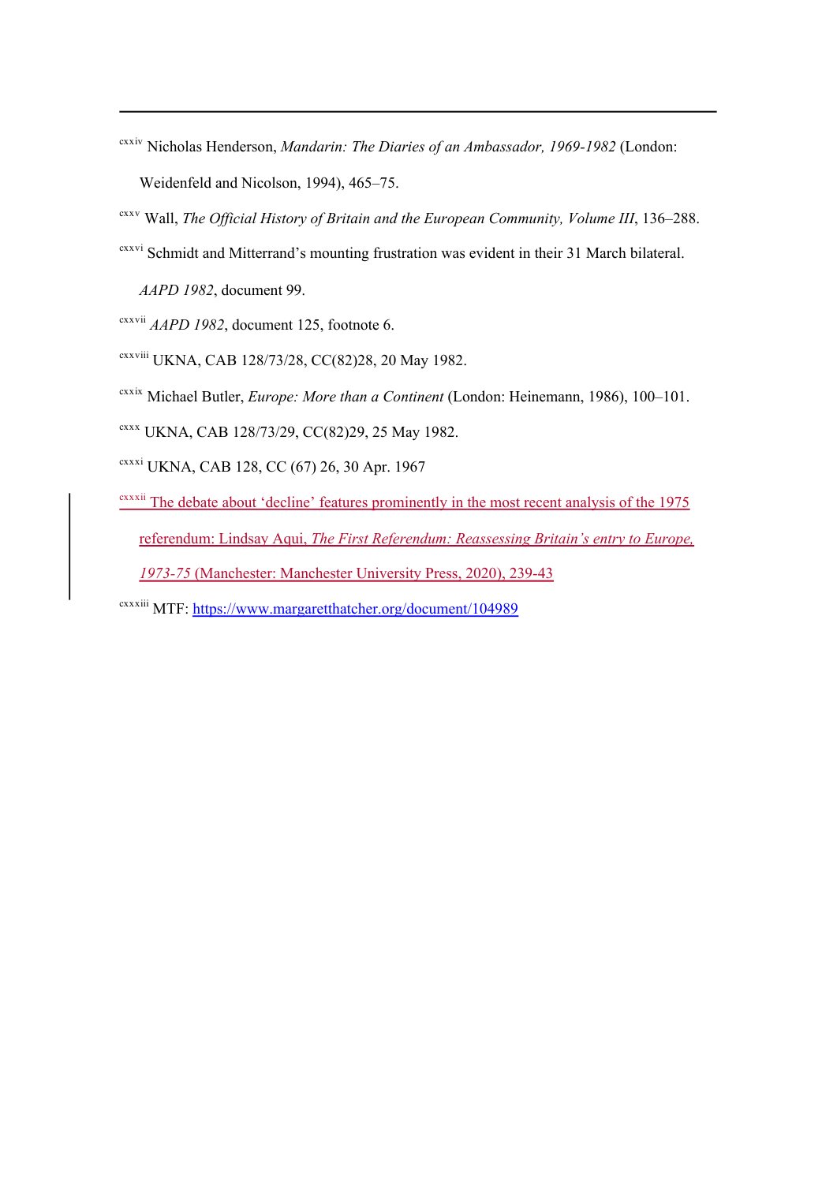[cxxiv] Nicholas Henderson, *Mandarin: The Diaries of an Ambassador, 1969-1982* (London: Weidenfeld and Nicolson, 1994), 465–75.

[cxxv] Wall, *The Official History of Britain and the European Community, Volume III*, 136–288.

[cxxvi] Schmidt and Mitterrand's mounting frustration was evident in their 31 March bilateral. *AAPD 1982*, document 99.

[cxxvii] *AAPD 1982*, document 125, footnote 6.

[cxxviii] UKNA, CAB 128/73/28, CC(82)28, 20 May 1982.

[cxxix] Michael Butler, *Europe: More than a Continent* (London: Heinemann, 1986), 100–101.

[cxxx] UKNA, CAB 128/73/29, CC(82)29, 25 May 1982.

[cxxxi] UKNA, CAB 128, CC (67) 26, 30 Apr. 1967

[cxxxii] The debate about 'decline' features prominently in the most recent analysis of the 1975 referendum: Lindsay Aqui, *The First Referendum: Reassessing Britain's entry to Europe, 1973-75* (Manchester: Manchester University Press, 2020), 239-43

[cxxxiii] MTF: https://www.margaretthatcher.org/document/104989